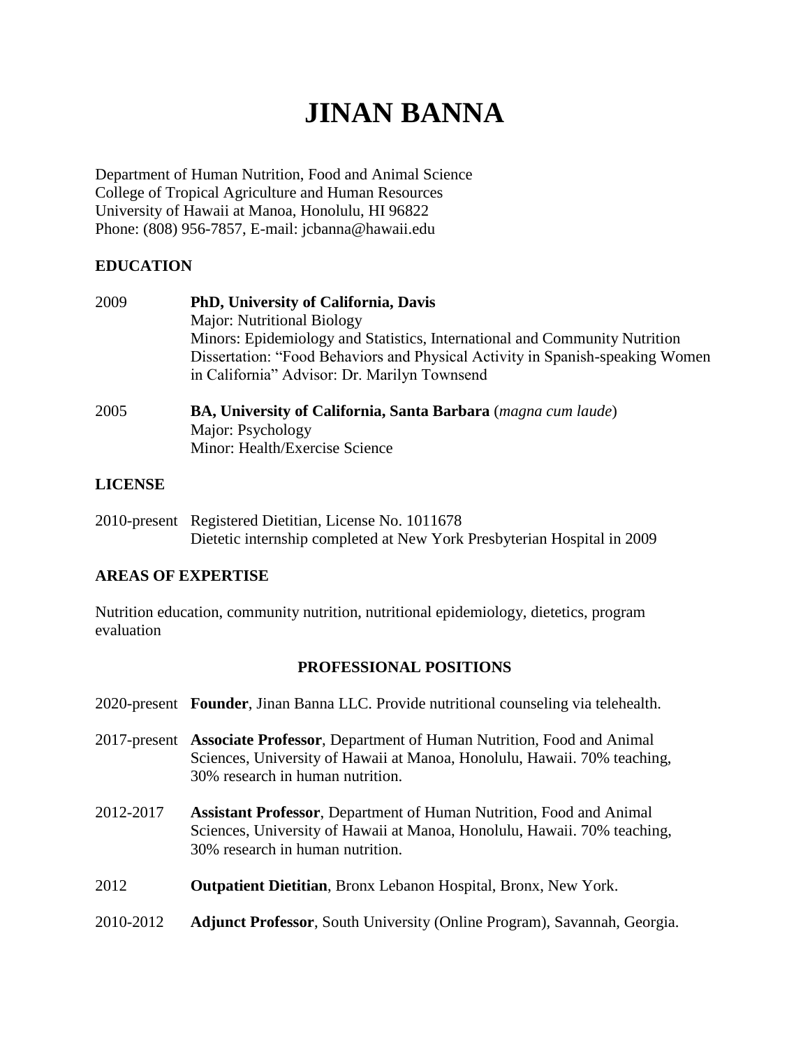# JINAN BANNA

Department of Human Nutrition, Food and Animal Science
College of Tropical Agriculture and Human Resources
University of Hawaii at Manoa, Honolulu, HI 96822
Phone: (808) 956-7857, E-mail: jcbanna@hawaii.edu

## EDUCATION

2009 **PhD, University of California, Davis**
Major: Nutritional Biology
Minors: Epidemiology and Statistics, International and Community Nutrition
Dissertation: "Food Behaviors and Physical Activity in Spanish-speaking Women in California" Advisor: Dr. Marilyn Townsend

2005 **BA, University of California, Santa Barbara** (*magna cum laude*)
Major: Psychology
Minor: Health/Exercise Science

## LICENSE

2010-present Registered Dietitian, License No. 1011678
Dietetic internship completed at New York Presbyterian Hospital in 2009

## AREAS OF EXPERTISE

Nutrition education, community nutrition, nutritional epidemiology, dietetics, program evaluation

## PROFESSIONAL POSITIONS

2020-present **Founder**, Jinan Banna LLC. Provide nutritional counseling via telehealth.

2017-present **Associate Professor**, Department of Human Nutrition, Food and Animal Sciences, University of Hawaii at Manoa, Honolulu, Hawaii. 70% teaching, 30% research in human nutrition.

2012-2017 **Assistant Professor**, Department of Human Nutrition, Food and Animal Sciences, University of Hawaii at Manoa, Honolulu, Hawaii. 70% teaching, 30% research in human nutrition.

2012 **Outpatient Dietitian**, Bronx Lebanon Hospital, Bronx, New York.

2010-2012 **Adjunct Professor**, South University (Online Program), Savannah, Georgia.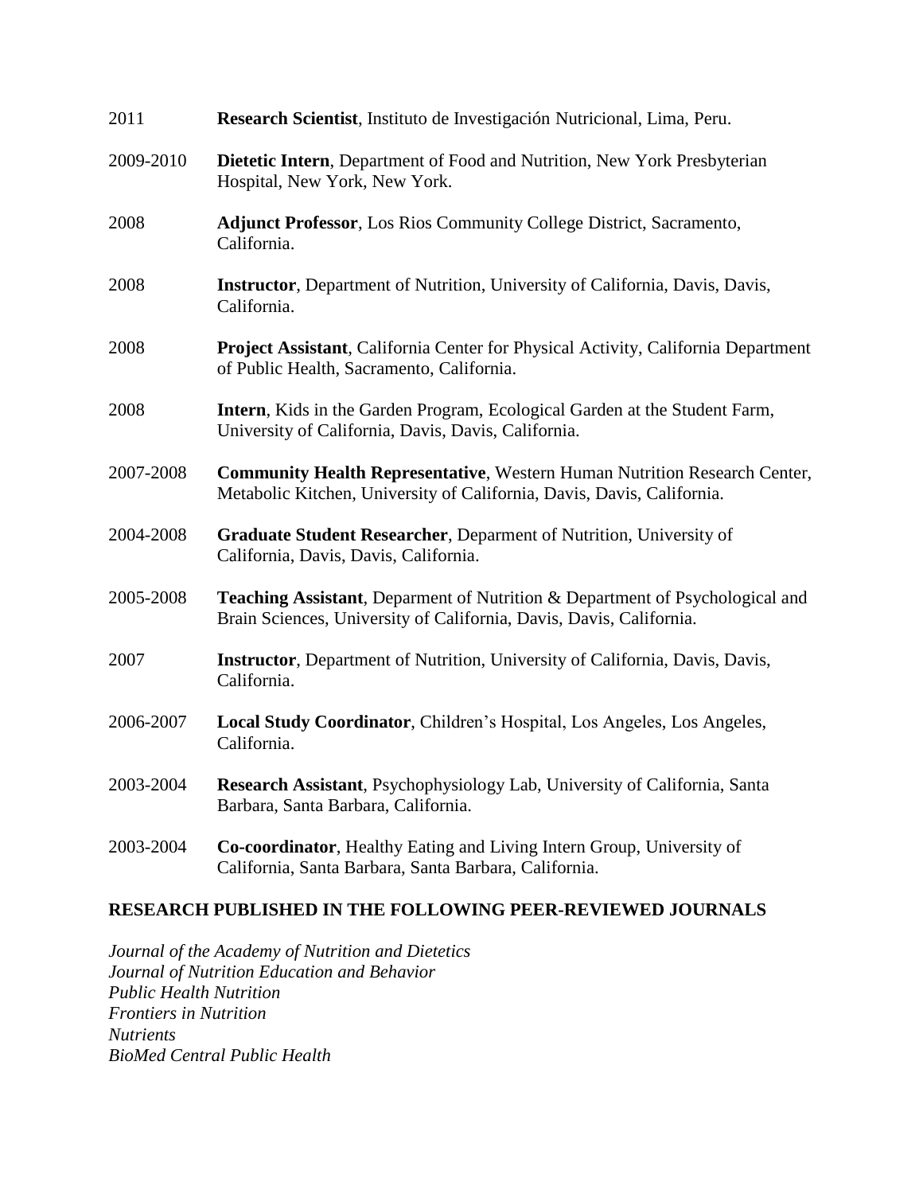2011 **Research Scientist**, Instituto de Investigación Nutricional, Lima, Peru.

2009-2010 **Dietetic Intern**, Department of Food and Nutrition, New York Presbyterian Hospital, New York, New York.

2008 **Adjunct Professor**, Los Rios Community College District, Sacramento, California.

2008 **Instructor**, Department of Nutrition, University of California, Davis, Davis, California.

2008 **Project Assistant**, California Center for Physical Activity, California Department of Public Health, Sacramento, California.

2008 **Intern**, Kids in the Garden Program, Ecological Garden at the Student Farm, University of California, Davis, Davis, California.

2007-2008 **Community Health Representative**, Western Human Nutrition Research Center, Metabolic Kitchen, University of California, Davis, Davis, California.

2004-2008 **Graduate Student Researcher**, Deparment of Nutrition, University of California, Davis, Davis, California.

2005-2008 **Teaching Assistant**, Deparment of Nutrition & Department of Psychological and Brain Sciences, University of California, Davis, Davis, California.

2007 **Instructor**, Department of Nutrition, University of California, Davis, Davis, California.

2006-2007 **Local Study Coordinator**, Children's Hospital, Los Angeles, Los Angeles, California.

2003-2004 **Research Assistant**, Psychophysiology Lab, University of California, Santa Barbara, Santa Barbara, California.

2003-2004 **Co-coordinator**, Healthy Eating and Living Intern Group, University of California, Santa Barbara, Santa Barbara, California.

## RESEARCH PUBLISHED IN THE FOLLOWING PEER-REVIEWED JOURNALS

*Journal of the Academy of Nutrition and Dietetics*
*Journal of Nutrition Education and Behavior*
*Public Health Nutrition*
*Frontiers in Nutrition*
*Nutrients*
*BioMed Central Public Health*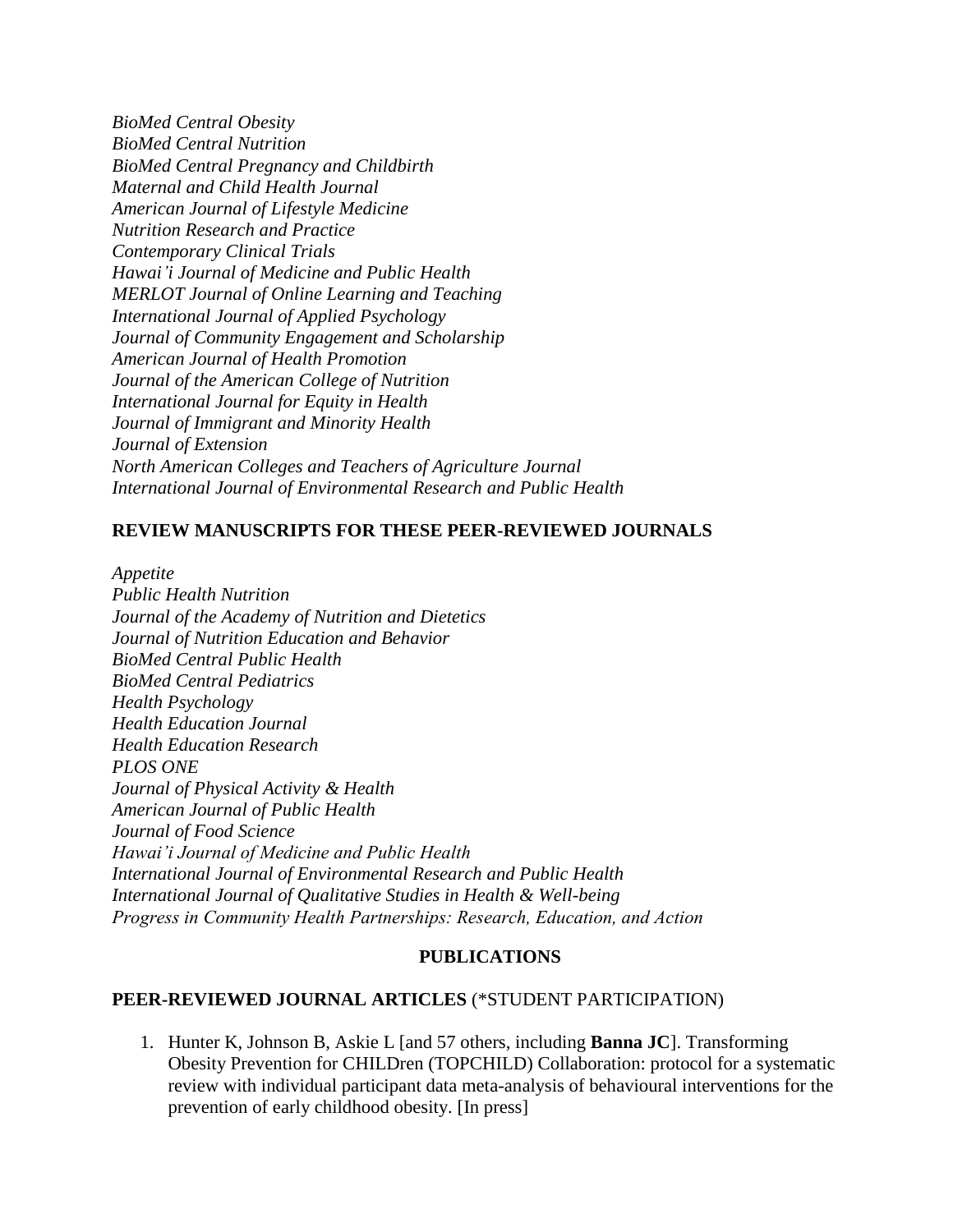*BioMed Central Obesity*
*BioMed Central Nutrition*
*BioMed Central Pregnancy and Childbirth*
*Maternal and Child Health Journal*
*American Journal of Lifestyle Medicine*
*Nutrition Research and Practice*
*Contemporary Clinical Trials*
*Hawai'i Journal of Medicine and Public Health*
*MERLOT Journal of Online Learning and Teaching*
*International Journal of Applied Psychology*
*Journal of Community Engagement and Scholarship*
*American Journal of Health Promotion*
*Journal of the American College of Nutrition*
*International Journal for Equity in Health*
*Journal of Immigrant and Minority Health*
*Journal of Extension*
*North American Colleges and Teachers of Agriculture Journal*
*International Journal of Environmental Research and Public Health*

**REVIEW MANUSCRIPTS FOR THESE PEER-REVIEWED JOURNALS**

*Appetite*
*Public Health Nutrition*
*Journal of the Academy of Nutrition and Dietetics*
*Journal of Nutrition Education and Behavior*
*BioMed Central Public Health*
*BioMed Central Pediatrics*
*Health Psychology*
*Health Education Journal*
*Health Education Research*
*PLOS ONE*
*Journal of Physical Activity & Health*
*American Journal of Public Health*
*Journal of Food Science*
*Hawai'i Journal of Medicine and Public Health*
*International Journal of Environmental Research and Public Health*
*International Journal of Qualitative Studies in Health & Well-being*
*Progress in Community Health Partnerships: Research, Education, and Action*

## PUBLICATIONS

**PEER-REVIEWED JOURNAL ARTICLES** (*STUDENT PARTICIPATION)

1. Hunter K, Johnson B, Askie L [and 57 others, including **Banna JC**]. Transforming Obesity Prevention for CHILDren (TOPCHILD) Collaboration: protocol for a systematic review with individual participant data meta-analysis of behavioural interventions for the prevention of early childhood obesity. [In press]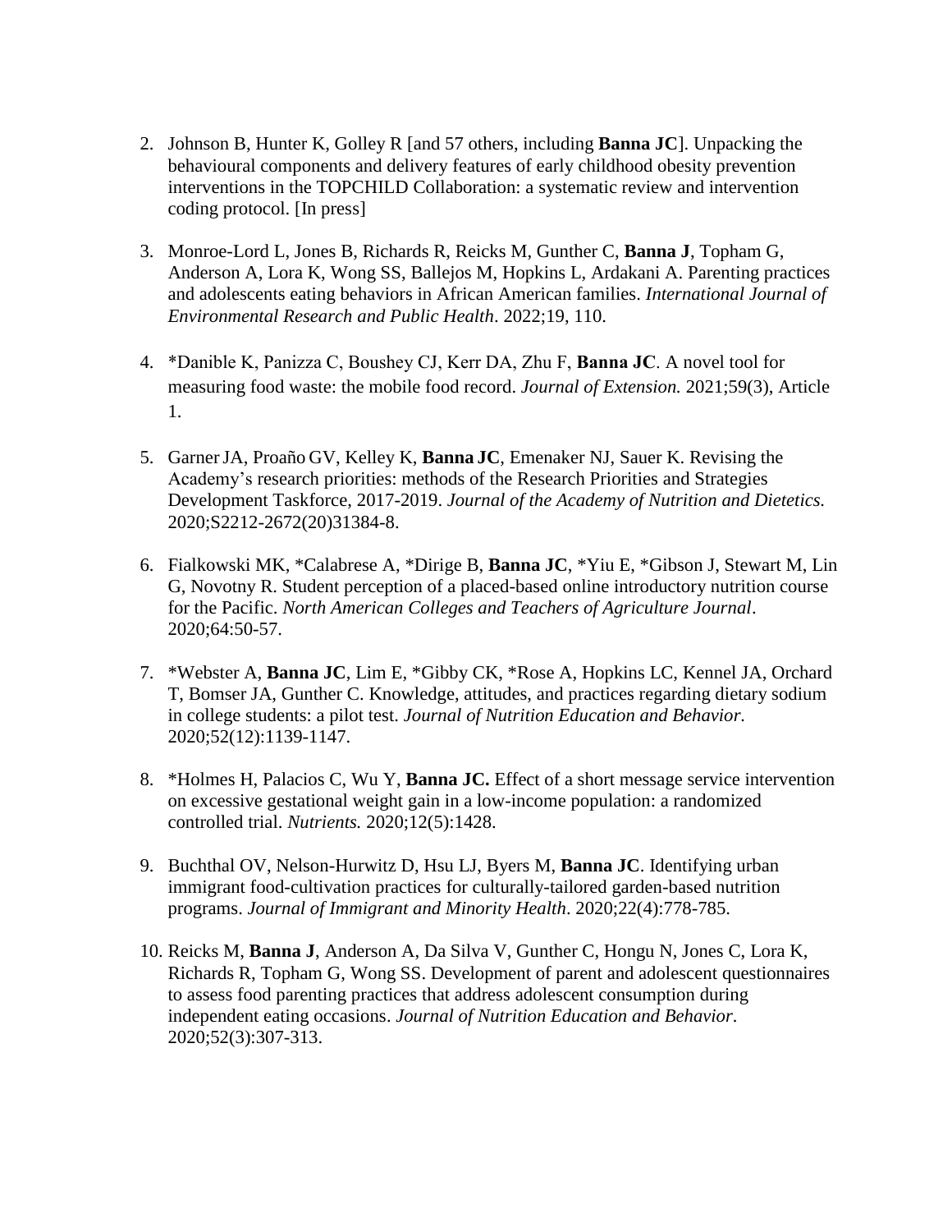2. Johnson B, Hunter K, Golley R [and 57 others, including **Banna JC**]. Unpacking the behavioural components and delivery features of early childhood obesity prevention interventions in the TOPCHILD Collaboration: a systematic review and intervention coding protocol. [In press]

3. Monroe-Lord L, Jones B, Richards R, Reicks M, Gunther C, **Banna J**, Topham G, Anderson A, Lora K, Wong SS, Ballejos M, Hopkins L, Ardakani A. Parenting practices and adolescents eating behaviors in African American families. *International Journal of Environmental Research and Public Health*. 2022;19, 110.

4. *Danible K, Panizza C, Boushey CJ, Kerr DA, Zhu F, **Banna JC**. A novel tool for measuring food waste: the mobile food record. *Journal of Extension.* 2021;59(3), Article 1.

5. Garner JA, Proaño GV, Kelley K, **Banna JC**, Emenaker NJ, Sauer K. Revising the Academy's research priorities: methods of the Research Priorities and Strategies Development Taskforce, 2017-2019. *Journal of the Academy of Nutrition and Dietetics.* 2020;S2212-2672(20)31384-8.

6. Fialkowski MK, *Calabrese A, *Dirige B, **Banna JC**, *Yiu E, *Gibson J, Stewart M, Lin G, Novotny R. Student perception of a placed-based online introductory nutrition course for the Pacific. *North American Colleges and Teachers of Agriculture Journal*. 2020;64:50-57.

7. *Webster A, **Banna JC**, Lim E, *Gibby CK, *Rose A, Hopkins LC, Kennel JA, Orchard T, Bomser JA, Gunther C. Knowledge, attitudes, and practices regarding dietary sodium in college students: a pilot test. *Journal of Nutrition Education and Behavior.* 2020;52(12):1139-1147.

8. *Holmes H, Palacios C, Wu Y, **Banna JC.** Effect of a short message service intervention on excessive gestational weight gain in a low-income population: a randomized controlled trial. *Nutrients.* 2020;12(5):1428.

9. Buchthal OV, Nelson-Hurwitz D, Hsu LJ, Byers M, **Banna JC**. Identifying urban immigrant food-cultivation practices for culturally-tailored garden-based nutrition programs. *Journal of Immigrant and Minority Health*. 2020;22(4):778-785.

10. Reicks M, **Banna J**, Anderson A, Da Silva V, Gunther C, Hongu N, Jones C, Lora K, Richards R, Topham G, Wong SS. Development of parent and adolescent questionnaires to assess food parenting practices that address adolescent consumption during independent eating occasions. *Journal of Nutrition Education and Behavior*. 2020;52(3):307-313.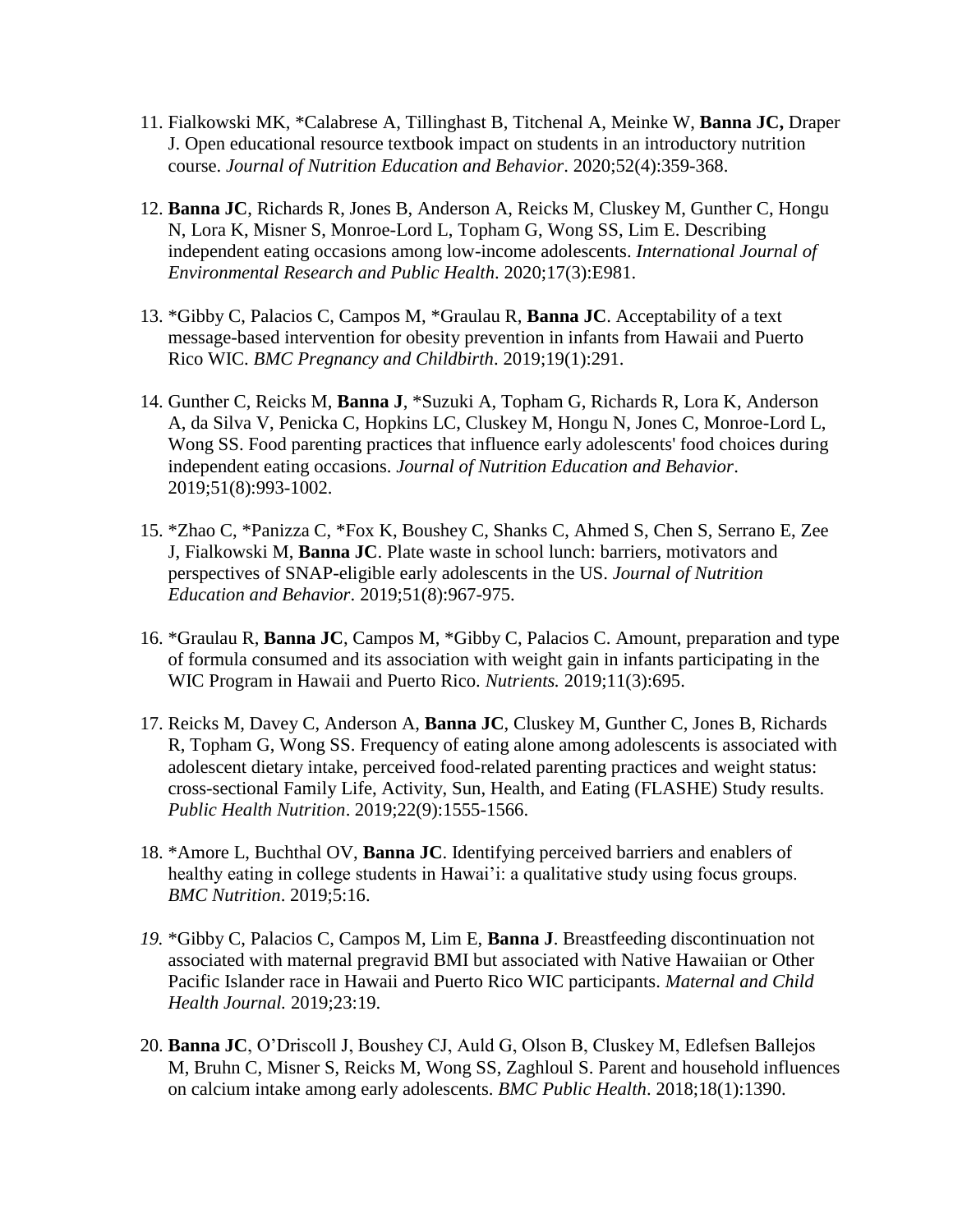11. Fialkowski MK, *Calabrese A, Tillinghast B, Titchenal A, Meinke W, **Banna JC,** Draper J. Open educational resource textbook impact on students in an introductory nutrition course. *Journal of Nutrition Education and Behavior*. 2020;52(4):359-368.

12. **Banna JC**, Richards R, Jones B, Anderson A, Reicks M, Cluskey M, Gunther C, Hongu N, Lora K, Misner S, Monroe-Lord L, Topham G, Wong SS, Lim E. Describing independent eating occasions among low-income adolescents. *International Journal of Environmental Research and Public Health*. 2020;17(3):E981.

13. *Gibby C, Palacios C, Campos M, *Graulau R, **Banna JC**. Acceptability of a text message-based intervention for obesity prevention in infants from Hawaii and Puerto Rico WIC. *BMC Pregnancy and Childbirth*. 2019;19(1):291.

14. Gunther C, Reicks M, **Banna J**, *Suzuki A, Topham G, Richards R, Lora K, Anderson A, da Silva V, Penicka C, Hopkins LC, Cluskey M, Hongu N, Jones C, Monroe-Lord L, Wong SS. Food parenting practices that influence early adolescents' food choices during independent eating occasions. *Journal of Nutrition Education and Behavior*. 2019;51(8):993-1002.

15. *Zhao C, *Panizza C, *Fox K, Boushey C, Shanks C, Ahmed S, Chen S, Serrano E, Zee J, Fialkowski M, **Banna JC**. Plate waste in school lunch: barriers, motivators and perspectives of SNAP-eligible early adolescents in the US. *Journal of Nutrition Education and Behavior*. 2019;51(8):967-975.

16. *Graulau R, **Banna JC**, Campos M, *Gibby C, Palacios C. Amount, preparation and type of formula consumed and its association with weight gain in infants participating in the WIC Program in Hawaii and Puerto Rico. *Nutrients.* 2019;11(3):695.

17. Reicks M, Davey C, Anderson A, **Banna JC**, Cluskey M, Gunther C, Jones B, Richards R, Topham G, Wong SS. Frequency of eating alone among adolescents is associated with adolescent dietary intake, perceived food-related parenting practices and weight status: cross-sectional Family Life, Activity, Sun, Health, and Eating (FLASHE) Study results. *Public Health Nutrition*. 2019;22(9):1555-1566.

18. *Amore L, Buchthal OV, **Banna JC**. Identifying perceived barriers and enablers of healthy eating in college students in Hawai'i: a qualitative study using focus groups. *BMC Nutrition*. 2019;5:16.

19. *Gibby C, Palacios C, Campos M, Lim E, **Banna J**. Breastfeeding discontinuation not associated with maternal pregravid BMI but associated with Native Hawaiian or Other Pacific Islander race in Hawaii and Puerto Rico WIC participants. *Maternal and Child Health Journal.* 2019;23:19.

20. **Banna JC**, O'Driscoll J, Boushey CJ, Auld G, Olson B, Cluskey M, Edlefsen Ballejos M, Bruhn C, Misner S, Reicks M, Wong SS, Zaghloul S. Parent and household influences on calcium intake among early adolescents. *BMC Public Health*. 2018;18(1):1390.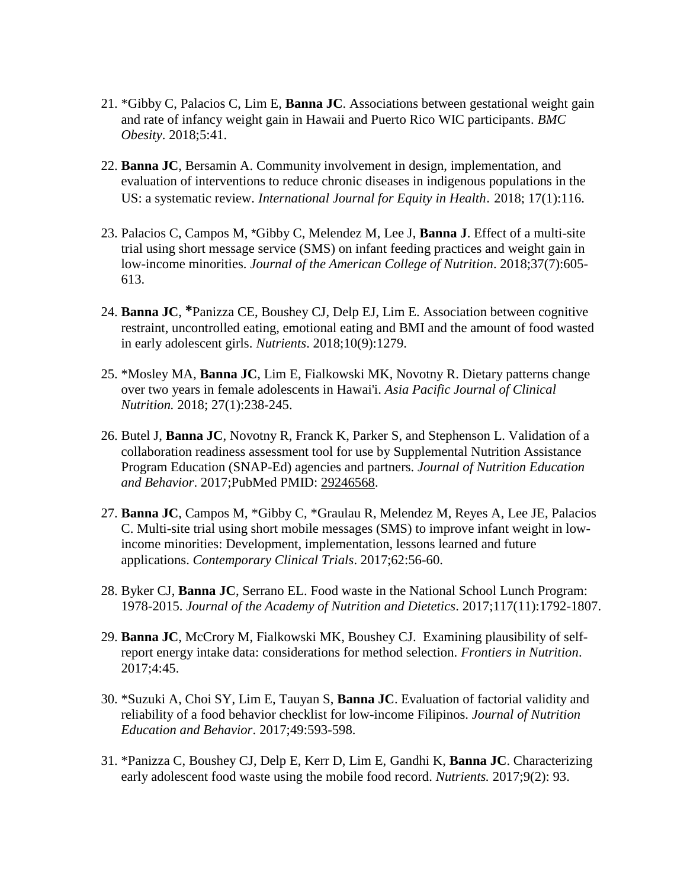21. *Gibby C, Palacios C, Lim E, **Banna JC**. Associations between gestational weight gain and rate of infancy weight gain in Hawaii and Puerto Rico WIC participants. *BMC Obesity*. 2018;5:41.

22. **Banna JC**, Bersamin A. Community involvement in design, implementation, and evaluation of interventions to reduce chronic diseases in indigenous populations in the US: a systematic review. *International Journal for Equity in Health*. 2018; 17(1):116.

23. Palacios C, Campos M, *Gibby C, Melendez M, Lee J, **Banna J**. Effect of a multi-site trial using short message service (SMS) on infant feeding practices and weight gain in low-income minorities. *Journal of the American College of Nutrition*. 2018;37(7):605-613.

24. **Banna JC**, *Panizza CE, Boushey CJ, Delp EJ, Lim E. Association between cognitive restraint, uncontrolled eating, emotional eating and BMI and the amount of food wasted in early adolescent girls. *Nutrients*. 2018;10(9):1279.

25. *Mosley MA, **Banna JC**, Lim E, Fialkowski MK, Novotny R. Dietary patterns change over two years in female adolescents in Hawai'i. *Asia Pacific Journal of Clinical Nutrition.* 2018; 27(1):238-245.

26. Butel J, **Banna JC**, Novotny R, Franck K, Parker S, and Stephenson L. Validation of a collaboration readiness assessment tool for use by Supplemental Nutrition Assistance Program Education (SNAP-Ed) agencies and partners. *Journal of Nutrition Education and Behavior*. 2017;PubMed PMID: 29246568.

27. **Banna JC**, Campos M, *Gibby C, *Graulau R, Melendez M, Reyes A, Lee JE, Palacios C. Multi-site trial using short mobile messages (SMS) to improve infant weight in low-income minorities: Development, implementation, lessons learned and future applications. *Contemporary Clinical Trials*. 2017;62:56-60.

28. Byker CJ, **Banna JC**, Serrano EL. Food waste in the National School Lunch Program: 1978-2015. *Journal of the Academy of Nutrition and Dietetics*. 2017;117(11):1792-1807.

29. **Banna JC**, McCrory M, Fialkowski MK, Boushey CJ. Examining plausibility of self-report energy intake data: considerations for method selection. *Frontiers in Nutrition*. 2017;4:45.

30. *Suzuki A, Choi SY, Lim E, Tauyan S, **Banna JC**. Evaluation of factorial validity and reliability of a food behavior checklist for low-income Filipinos. *Journal of Nutrition Education and Behavior*. 2017;49:593-598.

31. *Panizza C, Boushey CJ, Delp E, Kerr D, Lim E, Gandhi K, **Banna JC**. Characterizing early adolescent food waste using the mobile food record. *Nutrients.* 2017;9(2): 93.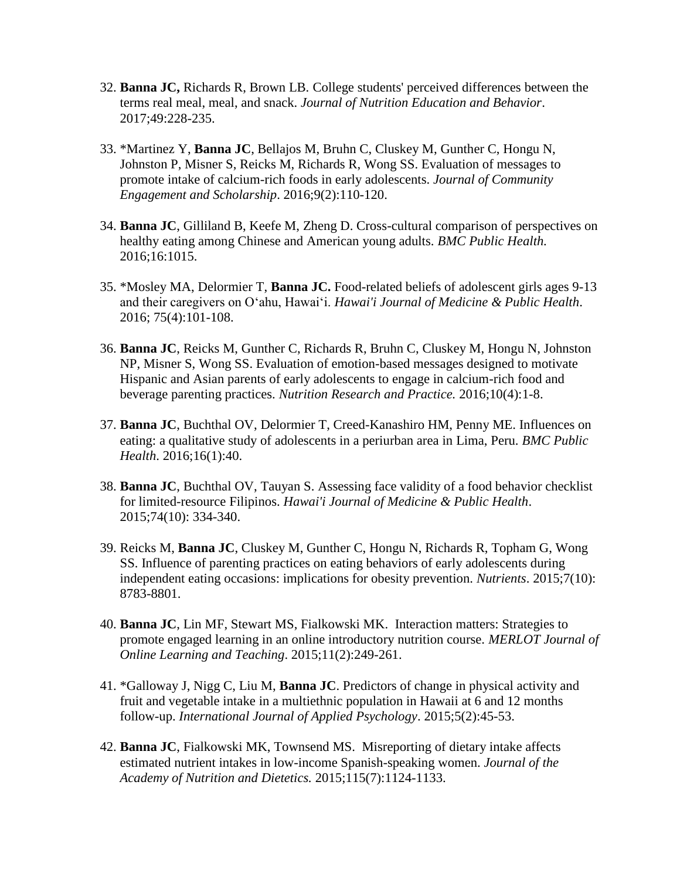32. **Banna JC,** Richards R, Brown LB. College students' perceived differences between the terms real meal, meal, and snack. *Journal of Nutrition Education and Behavior*. 2017;49:228-235.

33. *Martinez Y, **Banna JC**, Bellajos M, Bruhn C, Cluskey M, Gunther C, Hongu N, Johnston P, Misner S, Reicks M, Richards R, Wong SS. Evaluation of messages to promote intake of calcium-rich foods in early adolescents. *Journal of Community Engagement and Scholarship*. 2016;9(2):110-120.

34. **Banna JC**, Gilliland B, Keefe M, Zheng D. Cross-cultural comparison of perspectives on healthy eating among Chinese and American young adults. *BMC Public Health.* 2016;16:1015.

35. *Mosley MA, Delormier T, **Banna JC.** Food-related beliefs of adolescent girls ages 9-13 and their caregivers on O'ahu, Hawai'i. *Hawai'i Journal of Medicine & Public Health*. 2016; 75(4):101-108.

36. **Banna JC**, Reicks M, Gunther C, Richards R, Bruhn C, Cluskey M, Hongu N, Johnston NP, Misner S, Wong SS. Evaluation of emotion-based messages designed to motivate Hispanic and Asian parents of early adolescents to engage in calcium-rich food and beverage parenting practices. *Nutrition Research and Practice.* 2016;10(4):1-8.

37. **Banna JC**, Buchthal OV, Delormier T, Creed-Kanashiro HM, Penny ME. Influences on eating: a qualitative study of adolescents in a periurban area in Lima, Peru. *BMC Public Health.* 2016;16(1):40.

38. **Banna JC**, Buchthal OV, Tauyan S. Assessing face validity of a food behavior checklist for limited-resource Filipinos. *Hawai'i Journal of Medicine & Public Health*. 2015;74(10): 334-340.

39. Reicks M, **Banna JC**, Cluskey M, Gunther C, Hongu N, Richards R, Topham G, Wong SS. Influence of parenting practices on eating behaviors of early adolescents during independent eating occasions: implications for obesity prevention. *Nutrients*. 2015;7(10): 8783-8801.

40. **Banna JC**, Lin MF, Stewart MS, Fialkowski MK. Interaction matters: Strategies to promote engaged learning in an online introductory nutrition course. *MERLOT Journal of Online Learning and Teaching*. 2015;11(2):249-261.

41. *Galloway J, Nigg C, Liu M, **Banna JC**. Predictors of change in physical activity and fruit and vegetable intake in a multiethnic population in Hawaii at 6 and 12 months follow-up. *International Journal of Applied Psychology*. 2015;5(2):45-53.

42. **Banna JC**, Fialkowski MK, Townsend MS. Misreporting of dietary intake affects estimated nutrient intakes in low-income Spanish-speaking women. *Journal of the Academy of Nutrition and Dietetics.* 2015;115(7):1124-1133.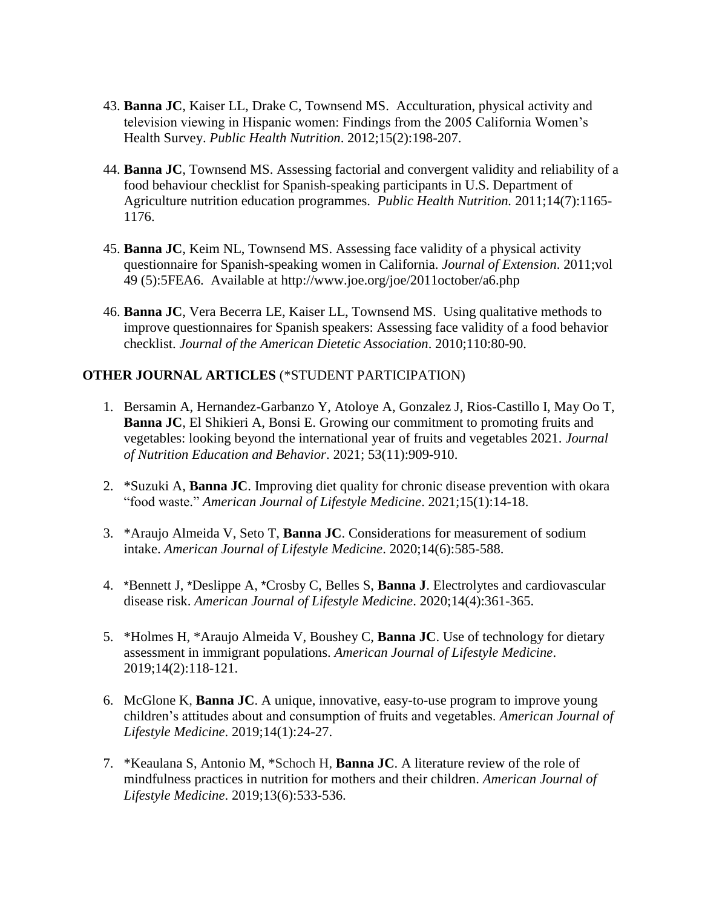43. **Banna JC**, Kaiser LL, Drake C, Townsend MS. Acculturation, physical activity and television viewing in Hispanic women: Findings from the 2005 California Women's Health Survey. *Public Health Nutrition*. 2012;15(2):198-207.

44. **Banna JC**, Townsend MS. Assessing factorial and convergent validity and reliability of a food behaviour checklist for Spanish-speaking participants in U.S. Department of Agriculture nutrition education programmes. *Public Health Nutrition.* 2011;14(7):1165-1176.

45. **Banna JC**, Keim NL, Townsend MS. Assessing face validity of a physical activity questionnaire for Spanish-speaking women in California. *Journal of Extension*. 2011;vol 49 (5):5FEA6. Available at http://www.joe.org/joe/2011october/a6.php

46. **Banna JC**, Vera Becerra LE, Kaiser LL, Townsend MS. Using qualitative methods to improve questionnaires for Spanish speakers: Assessing face validity of a food behavior checklist. *Journal of the American Dietetic Association*. 2010;110:80-90.

**OTHER JOURNAL ARTICLES** (*STUDENT PARTICIPATION)

1. Bersamin A, Hernandez-Garbanzo Y, Atoloye A, Gonzalez J, Rios-Castillo I, May Oo T, **Banna JC**, El Shikieri A, Bonsi E. Growing our commitment to promoting fruits and vegetables: looking beyond the international year of fruits and vegetables 2021. *Journal of Nutrition Education and Behavior*. 2021; 53(11):909-910.

2. *Suzuki A, **Banna JC**. Improving diet quality for chronic disease prevention with okara "food waste." *American Journal of Lifestyle Medicine*. 2021;15(1):14-18.

3. *Araujo Almeida V, Seto T, **Banna JC**. Considerations for measurement of sodium intake. *American Journal of Lifestyle Medicine*. 2020;14(6):585-588.

4. *Bennett J, *Deslippe A, *Crosby C, Belles S, **Banna J**. Electrolytes and cardiovascular disease risk. *American Journal of Lifestyle Medicine*. 2020;14(4):361-365.

5. *Holmes H, *Araujo Almeida V, Boushey C, **Banna JC**. Use of technology for dietary assessment in immigrant populations. *American Journal of Lifestyle Medicine*. 2019;14(2):118-121.

6. McGlone K, **Banna JC**. A unique, innovative, easy-to-use program to improve young children's attitudes about and consumption of fruits and vegetables. *American Journal of Lifestyle Medicine*. 2019;14(1):24-27.

7. *Keaulana S, Antonio M, *Schoch H, **Banna JC**. A literature review of the role of mindfulness practices in nutrition for mothers and their children. *American Journal of Lifestyle Medicine*. 2019;13(6):533-536.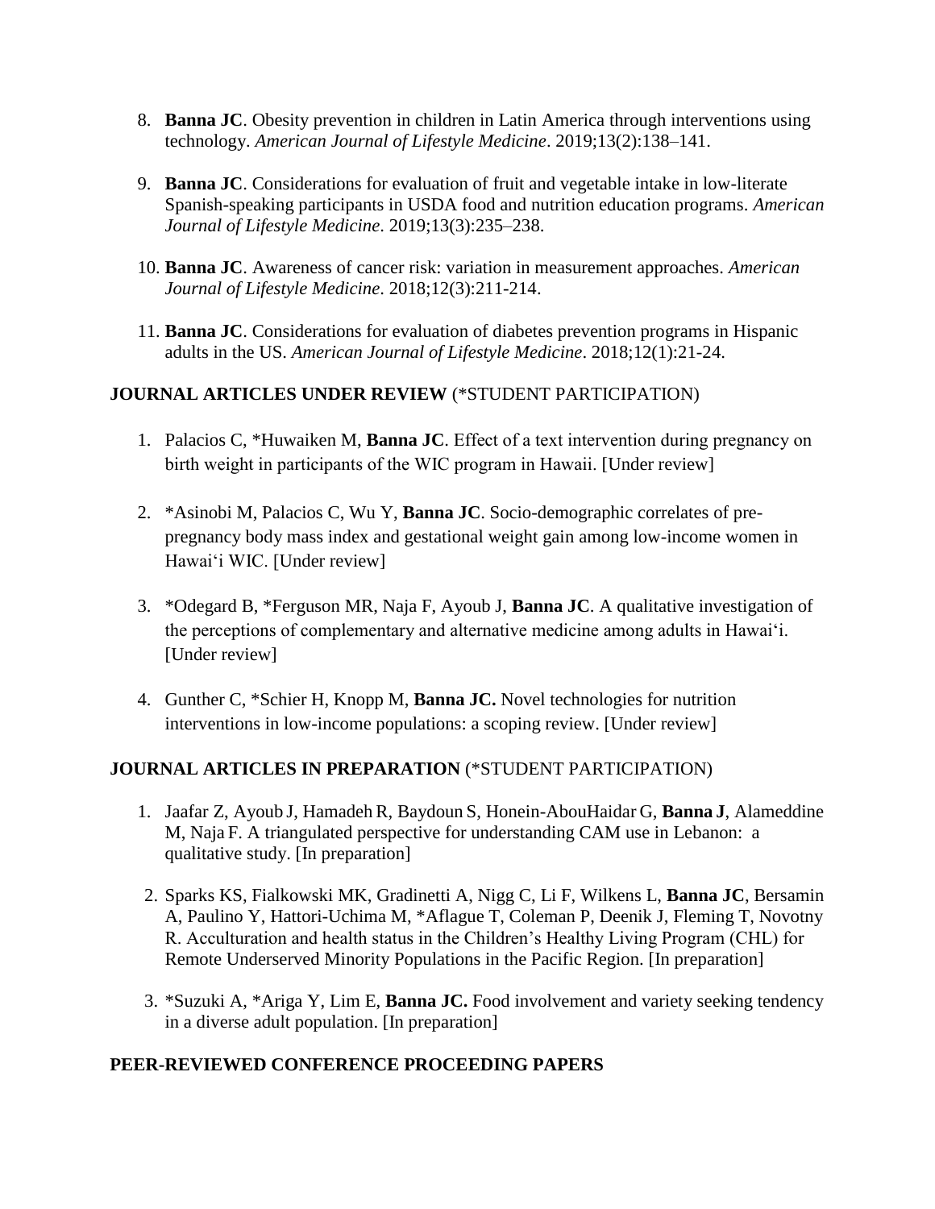8. **Banna JC**. Obesity prevention in children in Latin America through interventions using technology. *American Journal of Lifestyle Medicine*. 2019;13(2):138–141.

9. **Banna JC**. Considerations for evaluation of fruit and vegetable intake in low-literate Spanish-speaking participants in USDA food and nutrition education programs. *American Journal of Lifestyle Medicine*. 2019;13(3):235–238.

10. **Banna JC**. Awareness of cancer risk: variation in measurement approaches. *American Journal of Lifestyle Medicine*. 2018;12(3):211-214.

11. **Banna JC**. Considerations for evaluation of diabetes prevention programs in Hispanic adults in the US. *American Journal of Lifestyle Medicine*. 2018;12(1):21-24.

## JOURNAL ARTICLES UNDER REVIEW (*STUDENT PARTICIPATION)

1. Palacios C, *Huwaiken M, **Banna JC**. Effect of a text intervention during pregnancy on birth weight in participants of the WIC program in Hawaii. [Under review]

2. *Asinobi M, Palacios C, Wu Y, **Banna JC**. Socio-demographic correlates of pre-pregnancy body mass index and gestational weight gain among low-income women in Hawai‘i WIC. [Under review]

3. *Odegard B, *Ferguson MR, Naja F, Ayoub J, **Banna JC**. A qualitative investigation of the perceptions of complementary and alternative medicine among adults in Hawai‘i. [Under review]

4. Gunther C, *Schier H, Knopp M, **Banna JC.** Novel technologies for nutrition interventions in low-income populations: a scoping review. [Under review]

## JOURNAL ARTICLES IN PREPARATION (*STUDENT PARTICIPATION)

1. Jaafar Z, Ayoub J, Hamadeh R, Baydoun S, Honein-AbouHaidar G, **Banna J**, Alameddine M, Naja F. A triangulated perspective for understanding CAM use in Lebanon: a qualitative study. [In preparation]

2. Sparks KS, Fialkowski MK, Gradinetti A, Nigg C, Li F, Wilkens L, **Banna JC**, Bersamin A, Paulino Y, Hattori-Uchima M, *Aflague T, Coleman P, Deenik J, Fleming T, Novotny R. Acculturation and health status in the Children's Healthy Living Program (CHL) for Remote Underserved Minority Populations in the Pacific Region. [In preparation]

3. *Suzuki A, *Ariga Y, Lim E, **Banna JC.** Food involvement and variety seeking tendency in a diverse adult population. [In preparation]

## PEER-REVIEWED CONFERENCE PROCEEDING PAPERS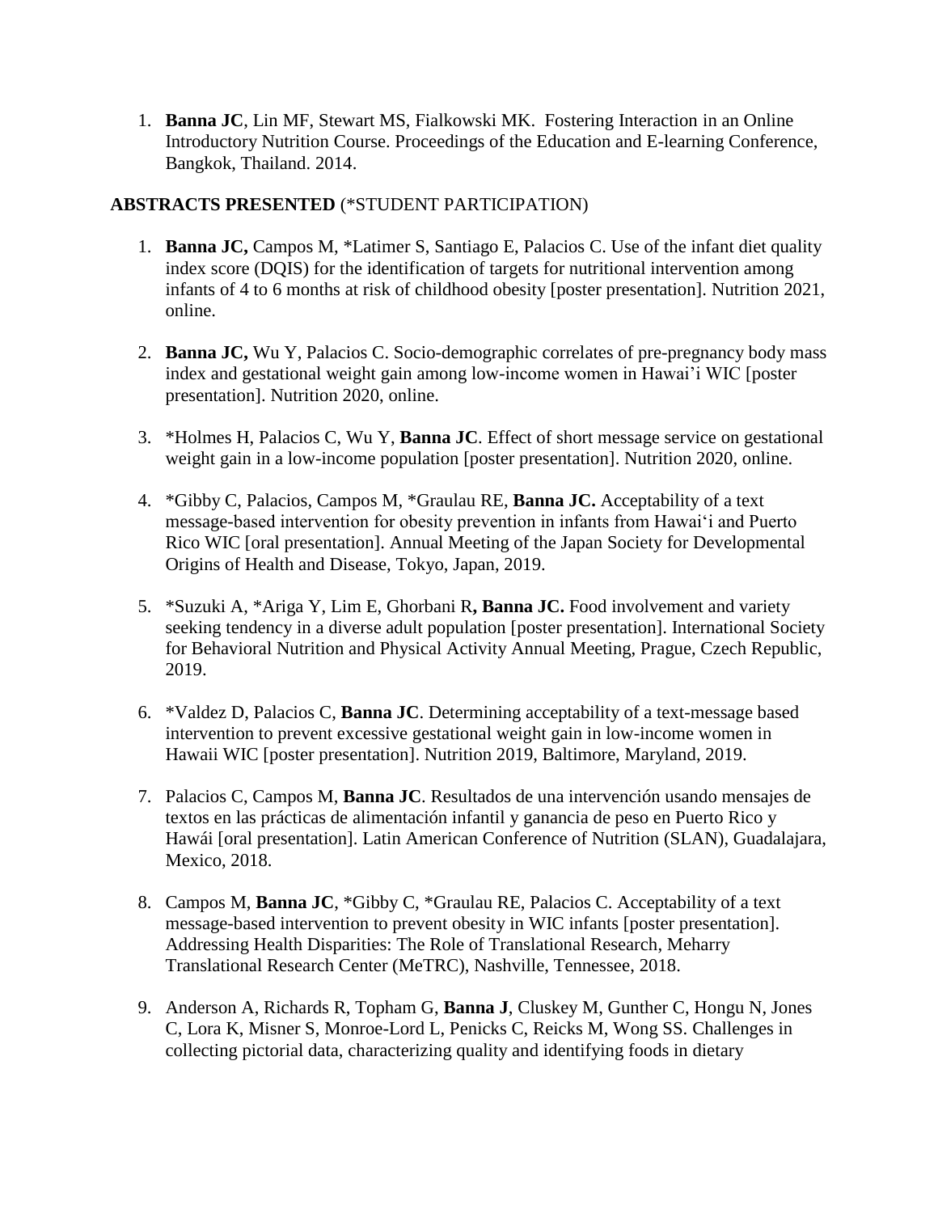1. **Banna JC**, Lin MF, Stewart MS, Fialkowski MK. Fostering Interaction in an Online Introductory Nutrition Course. Proceedings of the Education and E-learning Conference, Bangkok, Thailand. 2014.

**ABSTRACTS PRESENTED** (*STUDENT PARTICIPATION)

1. **Banna JC,** Campos M, *Latimer S, Santiago E, Palacios C. Use of the infant diet quality index score (DQIS) for the identification of targets for nutritional intervention among infants of 4 to 6 months at risk of childhood obesity [poster presentation]. Nutrition 2021, online.

2. **Banna JC,** Wu Y, Palacios C. Socio-demographic correlates of pre-pregnancy body mass index and gestational weight gain among low-income women in Hawai'i WIC [poster presentation]. Nutrition 2020, online.

3. *Holmes H, Palacios C, Wu Y, **Banna JC**. Effect of short message service on gestational weight gain in a low-income population [poster presentation]. Nutrition 2020, online.

4. *Gibby C, Palacios, Campos M, *Graulau RE, **Banna JC.** Acceptability of a text message-based intervention for obesity prevention in infants from Hawai'i and Puerto Rico WIC [oral presentation]. Annual Meeting of the Japan Society for Developmental Origins of Health and Disease, Tokyo, Japan, 2019.

5. *Suzuki A, *Ariga Y, Lim E, Ghorbani R**, Banna JC.** Food involvement and variety seeking tendency in a diverse adult population [poster presentation]. International Society for Behavioral Nutrition and Physical Activity Annual Meeting, Prague, Czech Republic, 2019.

6. *Valdez D, Palacios C, **Banna JC**. Determining acceptability of a text-message based intervention to prevent excessive gestational weight gain in low-income women in Hawaii WIC [poster presentation]. Nutrition 2019, Baltimore, Maryland, 2019.

7. Palacios C, Campos M, **Banna JC**. Resultados de una intervención usando mensajes de textos en las prácticas de alimentación infantil y ganancia de peso en Puerto Rico y Hawái [oral presentation]. Latin American Conference of Nutrition (SLAN), Guadalajara, Mexico, 2018.

8. Campos M, **Banna JC**, *Gibby C, *Graulau RE, Palacios C. Acceptability of a text message-based intervention to prevent obesity in WIC infants [poster presentation]. Addressing Health Disparities: The Role of Translational Research, Meharry Translational Research Center (MeTRC), Nashville, Tennessee, 2018.

9. Anderson A, Richards R, Topham G, **Banna J**, Cluskey M, Gunther C, Hongu N, Jones C, Lora K, Misner S, Monroe-Lord L, Penicks C, Reicks M, Wong SS. Challenges in collecting pictorial data, characterizing quality and identifying foods in dietary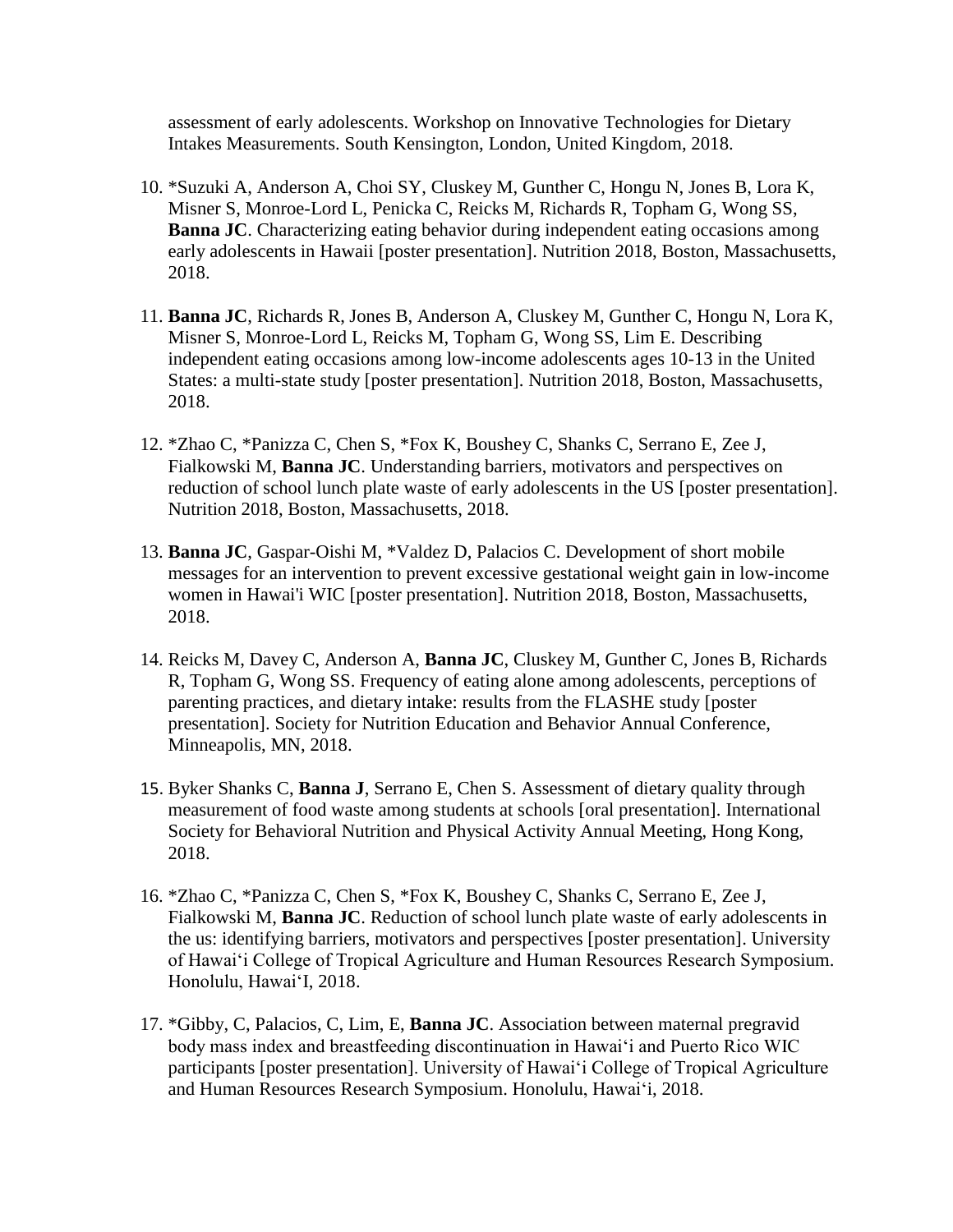assessment of early adolescents. Workshop on Innovative Technologies for Dietary Intakes Measurements. South Kensington, London, United Kingdom, 2018.

10. *Suzuki A, Anderson A, Choi SY, Cluskey M, Gunther C, Hongu N, Jones B, Lora K, Misner S, Monroe-Lord L, Penicka C, Reicks M, Richards R, Topham G, Wong SS, **Banna JC**. Characterizing eating behavior during independent eating occasions among early adolescents in Hawaii [poster presentation]. Nutrition 2018, Boston, Massachusetts, 2018.

11. **Banna JC**, Richards R, Jones B, Anderson A, Cluskey M, Gunther C, Hongu N, Lora K, Misner S, Monroe-Lord L, Reicks M, Topham G, Wong SS, Lim E. Describing independent eating occasions among low-income adolescents ages 10-13 in the United States: a multi-state study [poster presentation]. Nutrition 2018, Boston, Massachusetts, 2018.

12. *Zhao C, *Panizza C, Chen S, *Fox K, Boushey C, Shanks C, Serrano E, Zee J, Fialkowski M, **Banna JC**. Understanding barriers, motivators and perspectives on reduction of school lunch plate waste of early adolescents in the US [poster presentation]. Nutrition 2018, Boston, Massachusetts, 2018.

13. **Banna JC**, Gaspar-Oishi M, *Valdez D, Palacios C. Development of short mobile messages for an intervention to prevent excessive gestational weight gain in low-income women in Hawai'i WIC [poster presentation]. Nutrition 2018, Boston, Massachusetts, 2018.

14. Reicks M, Davey C, Anderson A, **Banna JC**, Cluskey M, Gunther C, Jones B, Richards R, Topham G, Wong SS. Frequency of eating alone among adolescents, perceptions of parenting practices, and dietary intake: results from the FLASHE study [poster presentation]. Society for Nutrition Education and Behavior Annual Conference, Minneapolis, MN, 2018.

15. Byker Shanks C, **Banna J**, Serrano E, Chen S. Assessment of dietary quality through measurement of food waste among students at schools [oral presentation]. International Society for Behavioral Nutrition and Physical Activity Annual Meeting, Hong Kong, 2018.

16. *Zhao C, *Panizza C, Chen S, *Fox K, Boushey C, Shanks C, Serrano E, Zee J, Fialkowski M, **Banna JC**. Reduction of school lunch plate waste of early adolescents in the us: identifying barriers, motivators and perspectives [poster presentation]. University of Hawaiʻi College of Tropical Agriculture and Human Resources Research Symposium. Honolulu, Hawaiʻl, 2018.

17. *Gibby, C, Palacios, C, Lim, E, **Banna JC**. Association between maternal pregravid body mass index and breastfeeding discontinuation in Hawaiʻi and Puerto Rico WIC participants [poster presentation]. University of Hawaiʻi College of Tropical Agriculture and Human Resources Research Symposium. Honolulu, Hawaiʻi, 2018.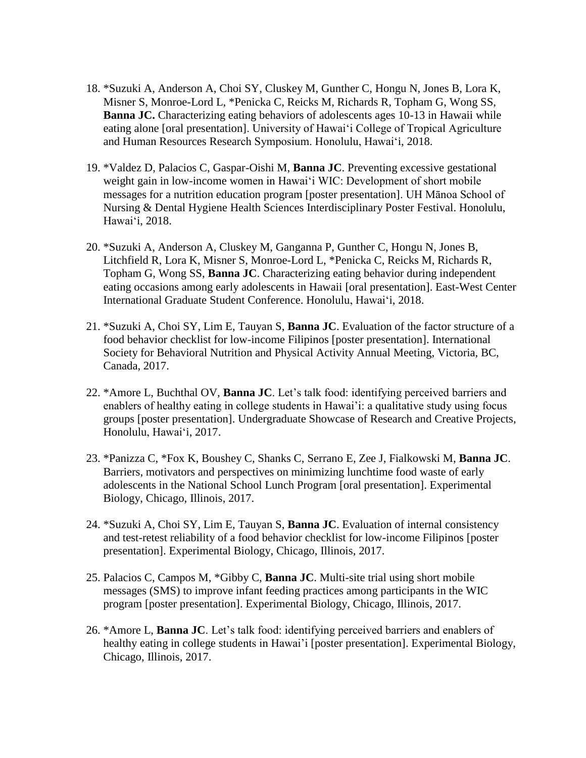18. *Suzuki A, Anderson A, Choi SY, Cluskey M, Gunther C, Hongu N, Jones B, Lora K, Misner S, Monroe-Lord L, *Penicka C, Reicks M, Richards R, Topham G, Wong SS, **Banna JC.** Characterizing eating behaviors of adolescents ages 10-13 in Hawaii while eating alone [oral presentation]. University of Hawaiʻi College of Tropical Agriculture and Human Resources Research Symposium. Honolulu, Hawaiʻi, 2018.

19. *Valdez D, Palacios C, Gaspar-Oishi M, **Banna JC**. Preventing excessive gestational weight gain in low-income women in Hawaiʻi WIC: Development of short mobile messages for a nutrition education program [poster presentation]. UH Mānoa School of Nursing & Dental Hygiene Health Sciences Interdisciplinary Poster Festival. Honolulu, Hawaiʻi, 2018.

20. *Suzuki A, Anderson A, Cluskey M, Ganganna P, Gunther C, Hongu N, Jones B, Litchfield R, Lora K, Misner S, Monroe-Lord L, *Penicka C, Reicks M, Richards R, Topham G, Wong SS, **Banna JC**. Characterizing eating behavior during independent eating occasions among early adolescents in Hawaii [oral presentation]. East-West Center International Graduate Student Conference. Honolulu, Hawaiʻi, 2018.

21. *Suzuki A, Choi SY, Lim E, Tauyan S, **Banna JC**. Evaluation of the factor structure of a food behavior checklist for low-income Filipinos [poster presentation]. International Society for Behavioral Nutrition and Physical Activity Annual Meeting, Victoria, BC, Canada, 2017.

22. *Amore L, Buchthal OV, **Banna JC**. Let's talk food: identifying perceived barriers and enablers of healthy eating in college students in Hawaiʻi: a qualitative study using focus groups [poster presentation]. Undergraduate Showcase of Research and Creative Projects, Honolulu, Hawaiʻi, 2017.

23. *Panizza C, *Fox K, Boushey C, Shanks C, Serrano E, Zee J, Fialkowski M, **Banna JC**. Barriers, motivators and perspectives on minimizing lunchtime food waste of early adolescents in the National School Lunch Program [oral presentation]. Experimental Biology, Chicago, Illinois, 2017.

24. *Suzuki A, Choi SY, Lim E, Tauyan S, **Banna JC**. Evaluation of internal consistency and test-retest reliability of a food behavior checklist for low-income Filipinos [poster presentation]. Experimental Biology, Chicago, Illinois, 2017.

25. Palacios C, Campos M, *Gibby C, **Banna JC**. Multi-site trial using short mobile messages (SMS) to improve infant feeding practices among participants in the WIC program [poster presentation]. Experimental Biology, Chicago, Illinois, 2017.

26. *Amore L, **Banna JC**. Let's talk food: identifying perceived barriers and enablers of healthy eating in college students in Hawaiʻi [poster presentation]. Experimental Biology, Chicago, Illinois, 2017.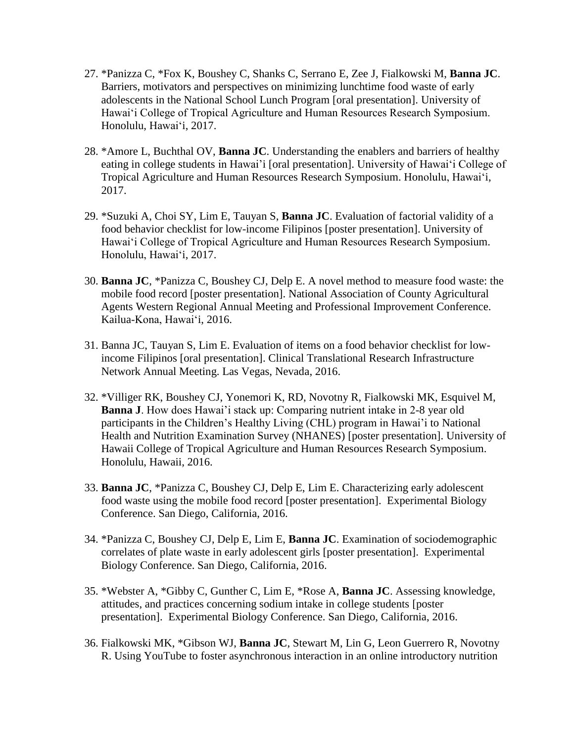27. *Panizza C, *Fox K, Boushey C, Shanks C, Serrano E, Zee J, Fialkowski M, **Banna JC**. Barriers, motivators and perspectives on minimizing lunchtime food waste of early adolescents in the National School Lunch Program [oral presentation]. University of Hawai‘i College of Tropical Agriculture and Human Resources Research Symposium. Honolulu, Hawai‘i, 2017.

28. *Amore L, Buchthal OV, **Banna JC**. Understanding the enablers and barriers of healthy eating in college students in Hawai'i [oral presentation]. University of Hawai‘i College of Tropical Agriculture and Human Resources Research Symposium. Honolulu, Hawai‘i, 2017.

29. *Suzuki A, Choi SY, Lim E, Tauyan S, **Banna JC**. Evaluation of factorial validity of a food behavior checklist for low-income Filipinos [poster presentation]. University of Hawai‘i College of Tropical Agriculture and Human Resources Research Symposium. Honolulu, Hawai‘i, 2017.

30. **Banna JC**, *Panizza C, Boushey CJ, Delp E. A novel method to measure food waste: the mobile food record [poster presentation]. National Association of County Agricultural Agents Western Regional Annual Meeting and Professional Improvement Conference. Kailua-Kona, Hawai‘i, 2016.

31. Banna JC, Tauyan S, Lim E. Evaluation of items on a food behavior checklist for low-income Filipinos [oral presentation]. Clinical Translational Research Infrastructure Network Annual Meeting. Las Vegas, Nevada, 2016.

32. *Villiger RK, Boushey CJ, Yonemori K, RD, Novotny R, Fialkowski MK, Esquivel M, **Banna J**. How does Hawai'i stack up: Comparing nutrient intake in 2-8 year old participants in the Children's Healthy Living (CHL) program in Hawai'i to National Health and Nutrition Examination Survey (NHANES) [poster presentation]. University of Hawaii College of Tropical Agriculture and Human Resources Research Symposium. Honolulu, Hawaii, 2016.

33. **Banna JC**, *Panizza C, Boushey CJ, Delp E, Lim E. Characterizing early adolescent food waste using the mobile food record [poster presentation]. Experimental Biology Conference. San Diego, California, 2016.

34. *Panizza C, Boushey CJ, Delp E, Lim E, **Banna JC**. Examination of sociodemographic correlates of plate waste in early adolescent girls [poster presentation]. Experimental Biology Conference. San Diego, California, 2016.

35. *Webster A, *Gibby C, Gunther C, Lim E, *Rose A, **Banna JC**. Assessing knowledge, attitudes, and practices concerning sodium intake in college students [poster presentation]. Experimental Biology Conference. San Diego, California, 2016.

36. Fialkowski MK, *Gibson WJ, **Banna JC**, Stewart M, Lin G, Leon Guerrero R, Novotny R. Using YouTube to foster asynchronous interaction in an online introductory nutrition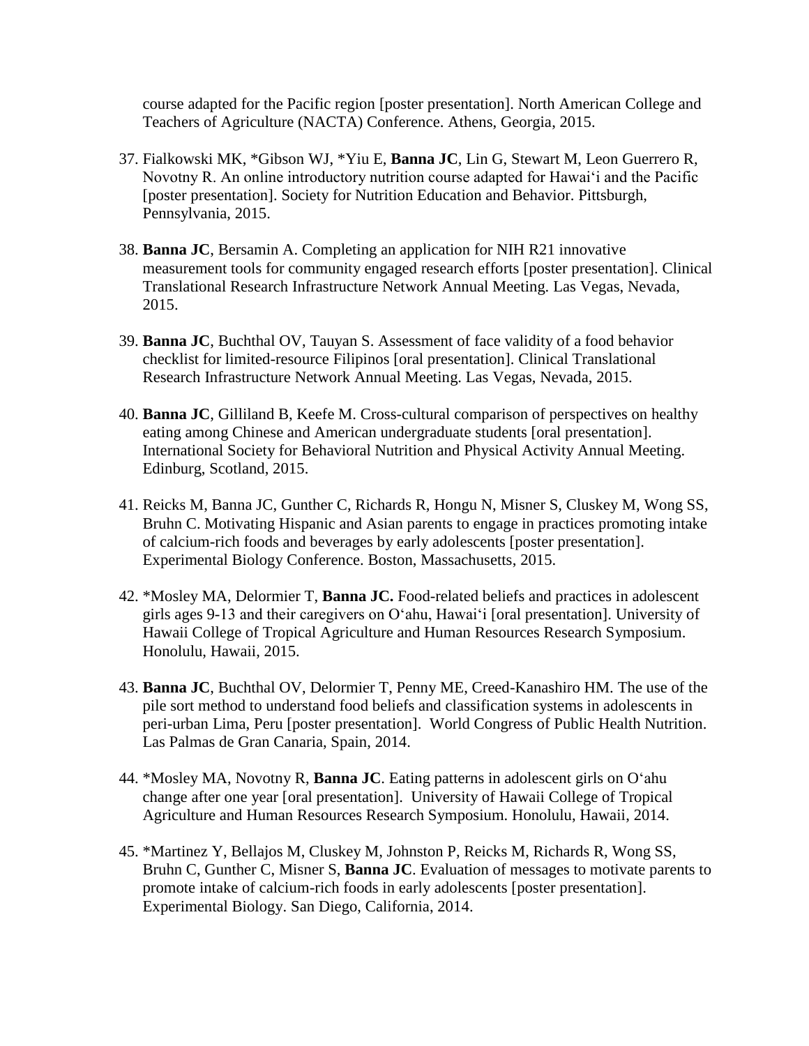course adapted for the Pacific region [poster presentation]. North American College and Teachers of Agriculture (NACTA) Conference. Athens, Georgia, 2015.

37. Fialkowski MK, *Gibson WJ, *Yiu E, **Banna JC**, Lin G, Stewart M, Leon Guerrero R, Novotny R. An online introductory nutrition course adapted for Hawai'i and the Pacific [poster presentation]. Society for Nutrition Education and Behavior. Pittsburgh, Pennsylvania, 2015.

38. **Banna JC**, Bersamin A. Completing an application for NIH R21 innovative measurement tools for community engaged research efforts [poster presentation]. Clinical Translational Research Infrastructure Network Annual Meeting. Las Vegas, Nevada, 2015.

39. **Banna JC**, Buchthal OV, Tauyan S. Assessment of face validity of a food behavior checklist for limited-resource Filipinos [oral presentation]. Clinical Translational Research Infrastructure Network Annual Meeting. Las Vegas, Nevada, 2015.

40. **Banna JC**, Gilliland B, Keefe M. Cross-cultural comparison of perspectives on healthy eating among Chinese and American undergraduate students [oral presentation]. International Society for Behavioral Nutrition and Physical Activity Annual Meeting. Edinburg, Scotland, 2015.

41. Reicks M, Banna JC, Gunther C, Richards R, Hongu N, Misner S, Cluskey M, Wong SS, Bruhn C. Motivating Hispanic and Asian parents to engage in practices promoting intake of calcium-rich foods and beverages by early adolescents [poster presentation]. Experimental Biology Conference. Boston, Massachusetts, 2015.

42. *Mosley MA, Delormier T, **Banna JC.** Food-related beliefs and practices in adolescent girls ages 9-13 and their caregivers on O'ahu, Hawai'i [oral presentation]. University of Hawaii College of Tropical Agriculture and Human Resources Research Symposium. Honolulu, Hawaii, 2015.

43. **Banna JC**, Buchthal OV, Delormier T, Penny ME, Creed-Kanashiro HM. The use of the pile sort method to understand food beliefs and classification systems in adolescents in peri-urban Lima, Peru [poster presentation]. World Congress of Public Health Nutrition. Las Palmas de Gran Canaria, Spain, 2014.

44. *Mosley MA, Novotny R, **Banna JC**. Eating patterns in adolescent girls on O'ahu change after one year [oral presentation]. University of Hawaii College of Tropical Agriculture and Human Resources Research Symposium. Honolulu, Hawaii, 2014.

45. *Martinez Y, Bellajos M, Cluskey M, Johnston P, Reicks M, Richards R, Wong SS, Bruhn C, Gunther C, Misner S, **Banna JC**. Evaluation of messages to motivate parents to promote intake of calcium-rich foods in early adolescents [poster presentation]. Experimental Biology. San Diego, California, 2014.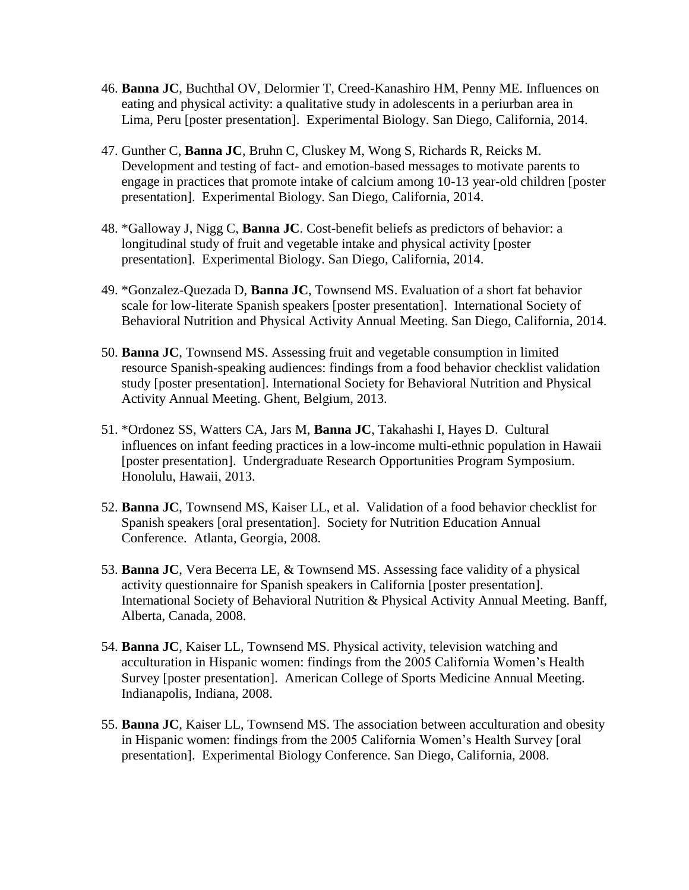46. **Banna JC**, Buchthal OV, Delormier T, Creed-Kanashiro HM, Penny ME. Influences on eating and physical activity: a qualitative study in adolescents in a periurban area in Lima, Peru [poster presentation]. Experimental Biology. San Diego, California, 2014.

47. Gunther C, **Banna JC**, Bruhn C, Cluskey M, Wong S, Richards R, Reicks M. Development and testing of fact- and emotion-based messages to motivate parents to engage in practices that promote intake of calcium among 10-13 year-old children [poster presentation]. Experimental Biology. San Diego, California, 2014.

48. *Galloway J, Nigg C, **Banna JC**. Cost-benefit beliefs as predictors of behavior: a longitudinal study of fruit and vegetable intake and physical activity [poster presentation]. Experimental Biology. San Diego, California, 2014.

49. *Gonzalez-Quezada D, **Banna JC**, Townsend MS. Evaluation of a short fat behavior scale for low-literate Spanish speakers [poster presentation]. International Society of Behavioral Nutrition and Physical Activity Annual Meeting. San Diego, California, 2014.

50. **Banna JC**, Townsend MS. Assessing fruit and vegetable consumption in limited resource Spanish-speaking audiences: findings from a food behavior checklist validation study [poster presentation]. International Society for Behavioral Nutrition and Physical Activity Annual Meeting. Ghent, Belgium, 2013.

51. *Ordonez SS, Watters CA, Jars M, **Banna JC**, Takahashi I, Hayes D. Cultural influences on infant feeding practices in a low-income multi-ethnic population in Hawaii [poster presentation]. Undergraduate Research Opportunities Program Symposium. Honolulu, Hawaii, 2013.

52. **Banna JC**, Townsend MS, Kaiser LL, et al. Validation of a food behavior checklist for Spanish speakers [oral presentation]. Society for Nutrition Education Annual Conference. Atlanta, Georgia, 2008.

53. **Banna JC**, Vera Becerra LE, & Townsend MS. Assessing face validity of a physical activity questionnaire for Spanish speakers in California [poster presentation]. International Society of Behavioral Nutrition & Physical Activity Annual Meeting. Banff, Alberta, Canada, 2008.

54. **Banna JC**, Kaiser LL, Townsend MS. Physical activity, television watching and acculturation in Hispanic women: findings from the 2005 California Women's Health Survey [poster presentation]. American College of Sports Medicine Annual Meeting. Indianapolis, Indiana, 2008.

55. **Banna JC**, Kaiser LL, Townsend MS. The association between acculturation and obesity in Hispanic women: findings from the 2005 California Women's Health Survey [oral presentation]. Experimental Biology Conference. San Diego, California, 2008.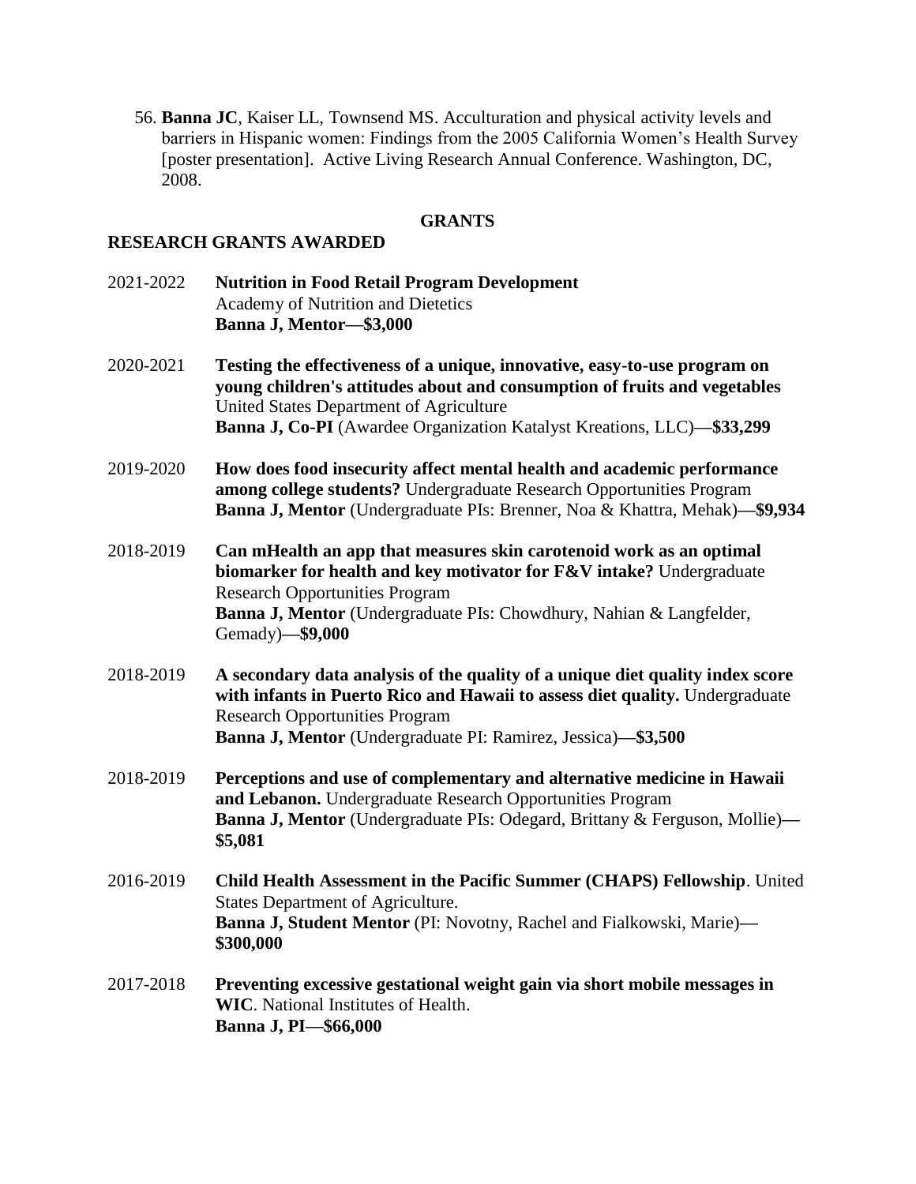56. **Banna JC**, Kaiser LL, Townsend MS. Acculturation and physical activity levels and barriers in Hispanic women: Findings from the 2005 California Women's Health Survey [poster presentation]. Active Living Research Annual Conference. Washington, DC, 2008.

## GRANTS

### RESEARCH GRANTS AWARDED

2021-2022 **Nutrition in Food Retail Program Development**
Academy of Nutrition and Dietetics
**Banna J, Mentor—$3,000**

2020-2021 **Testing the effectiveness of a unique, innovative, easy-to-use program on young children's attitudes about and consumption of fruits and vegetables**
United States Department of Agriculture
**Banna J, Co-PI** (Awardee Organization Katalyst Kreations, LLC)**—$33,299**

2019-2020 **How does food insecurity affect mental health and academic performance among college students?** Undergraduate Research Opportunities Program
**Banna J, Mentor** (Undergraduate PIs: Brenner, Noa & Khattra, Mehak)**—$9,934**

2018-2019 **Can mHealth an app that measures skin carotenoid work as an optimal biomarker for health and key motivator for F&V intake?** Undergraduate Research Opportunities Program
**Banna J, Mentor** (Undergraduate PIs: Chowdhury, Nahian & Langfelder, Gemady)**—$9,000**

2018-2019 **A secondary data analysis of the quality of a unique diet quality index score with infants in Puerto Rico and Hawaii to assess diet quality.** Undergraduate Research Opportunities Program
**Banna J, Mentor** (Undergraduate PI: Ramirez, Jessica)**—$3,500**

2018-2019 **Perceptions and use of complementary and alternative medicine in Hawaii and Lebanon.** Undergraduate Research Opportunities Program
**Banna J, Mentor** (Undergraduate PIs: Odegard, Brittany & Ferguson, Mollie)**—$5,081**

2016-2019 **Child Health Assessment in the Pacific Summer (CHAPS) Fellowship**. United States Department of Agriculture.
**Banna J, Student Mentor** (PI: Novotny, Rachel and Fialkowski, Marie)**—$300,000**

2017-2018 **Preventing excessive gestational weight gain via short mobile messages in WIC**. National Institutes of Health.
**Banna J, PI—$66,000**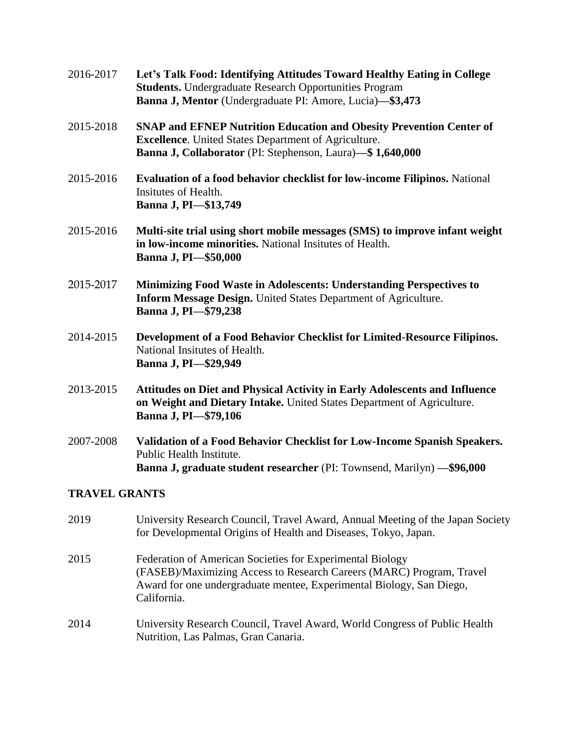2016-2017 **Let's Talk Food: Identifying Attitudes Toward Healthy Eating in College Students.** Undergraduate Research Opportunities Program
**Banna J, Mentor** (Undergraduate PI: Amore, Lucia)**—$3,473**

2015-2018 **SNAP and EFNEP Nutrition Education and Obesity Prevention Center of Excellence**. United States Department of Agriculture.
**Banna J, Collaborator** (PI: Stephenson, Laura)**—$ 1,640,000**

2015-2016 **Evaluation of a food behavior checklist for low-income Filipinos.** National Insitutes of Health.
**Banna J, PI—$13,749**

2015-2016 **Multi-site trial using short mobile messages (SMS) to improve infant weight in low-income minorities.** National Insitutes of Health.
**Banna J, PI—$50,000**

2015-2017 **Minimizing Food Waste in Adolescents: Understanding Perspectives to Inform Message Design.** United States Department of Agriculture.
**Banna J, PI—$79,238**

2014-2015 **Development of a Food Behavior Checklist for Limited-Resource Filipinos.** National Insitutes of Health.
**Banna J, PI—$29,949**

2013-2015 **Attitudes on Diet and Physical Activity in Early Adolescents and Influence on Weight and Dietary Intake.** United States Department of Agriculture.
**Banna J, PI—$79,106**

2007-2008 **Validation of a Food Behavior Checklist for Low-Income Spanish Speakers.** Public Health Institute.
**Banna J, graduate student researcher** (PI: Townsend, Marilyn) **—$96,000**

## TRAVEL GRANTS

2019 University Research Council, Travel Award, Annual Meeting of the Japan Society for Developmental Origins of Health and Diseases, Tokyo, Japan.

2015 Federation of American Societies for Experimental Biology (FASEB)/Maximizing Access to Research Careers (MARC) Program, Travel Award for one undergraduate mentee, Experimental Biology, San Diego, California.

2014 University Research Council, Travel Award, World Congress of Public Health Nutrition, Las Palmas, Gran Canaria.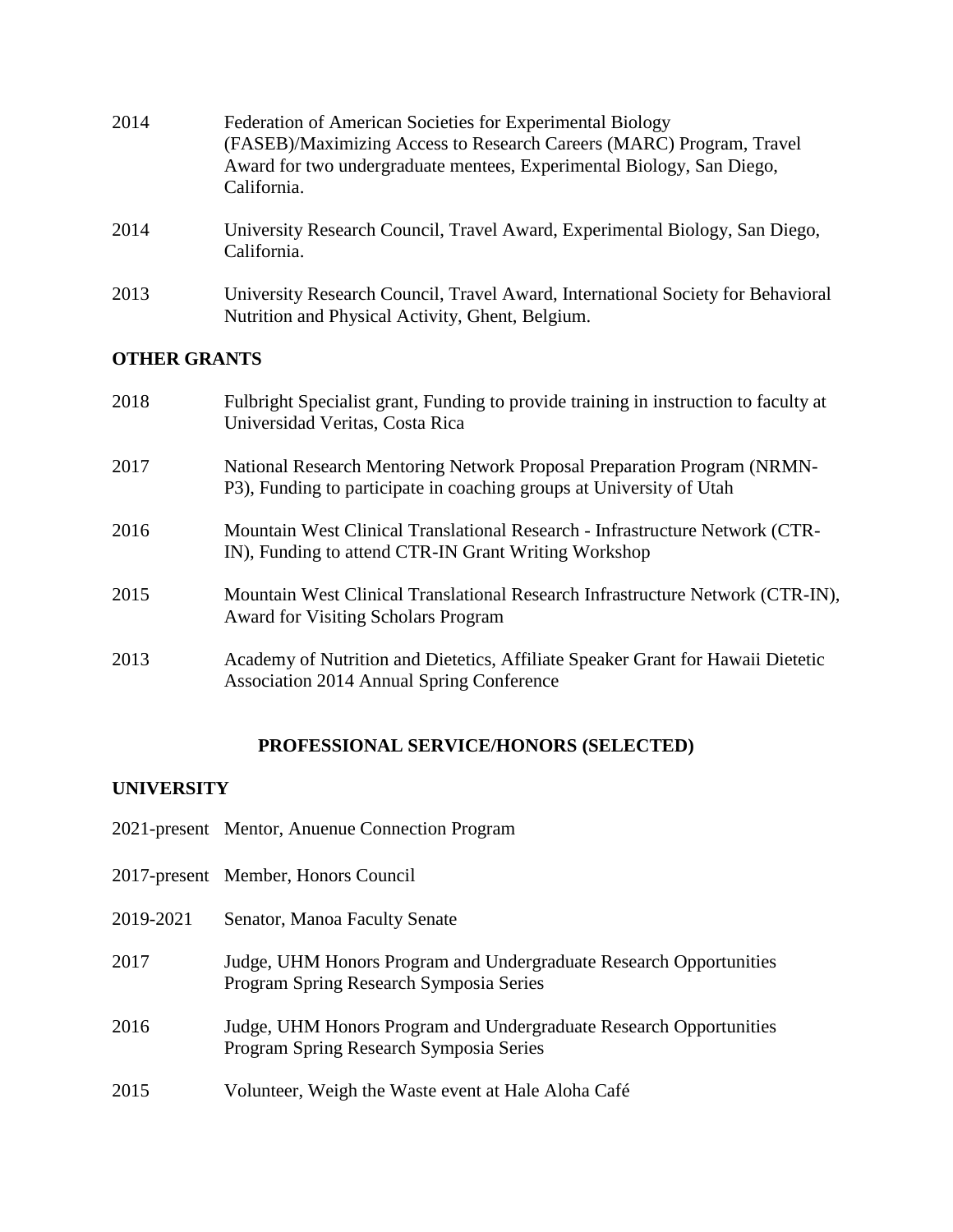2014 Federation of American Societies for Experimental Biology (FASEB)/Maximizing Access to Research Careers (MARC) Program, Travel Award for two undergraduate mentees, Experimental Biology, San Diego, California.

2014 University Research Council, Travel Award, Experimental Biology, San Diego, California.

2013 University Research Council, Travel Award, International Society for Behavioral Nutrition and Physical Activity, Ghent, Belgium.

### OTHER GRANTS

2018 Fulbright Specialist grant, Funding to provide training in instruction to faculty at Universidad Veritas, Costa Rica

2017 National Research Mentoring Network Proposal Preparation Program (NRMN-P3), Funding to participate in coaching groups at University of Utah

2016 Mountain West Clinical Translational Research - Infrastructure Network (CTR-IN), Funding to attend CTR-IN Grant Writing Workshop

2015 Mountain West Clinical Translational Research Infrastructure Network (CTR-IN), Award for Visiting Scholars Program

2013 Academy of Nutrition and Dietetics, Affiliate Speaker Grant for Hawaii Dietetic Association 2014 Annual Spring Conference

## PROFESSIONAL SERVICE/HONORS (SELECTED)

### UNIVERSITY

2021-present Mentor, Anuenue Connection Program

2017-present Member, Honors Council

2019-2021 Senator, Manoa Faculty Senate

2017 Judge, UHM Honors Program and Undergraduate Research Opportunities Program Spring Research Symposia Series

2016 Judge, UHM Honors Program and Undergraduate Research Opportunities Program Spring Research Symposia Series

2015 Volunteer, Weigh the Waste event at Hale Aloha Café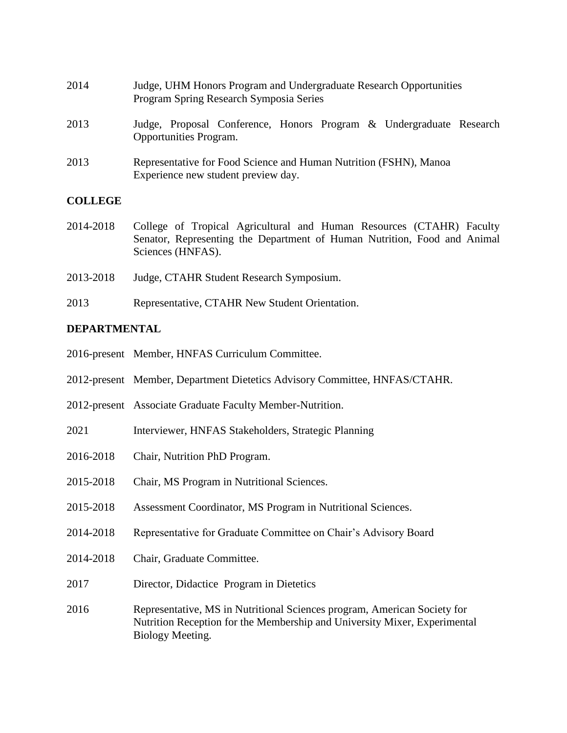2014 Judge, UHM Honors Program and Undergraduate Research Opportunities Program Spring Research Symposia Series

2013 Judge, Proposal Conference, Honors Program & Undergraduate Research Opportunities Program.

2013 Representative for Food Science and Human Nutrition (FSHN), Manoa Experience new student preview day.

**COLLEGE**

2014-2018 College of Tropical Agricultural and Human Resources (CTAHR) Faculty Senator, Representing the Department of Human Nutrition, Food and Animal Sciences (HNFAS).

2013-2018 Judge, CTAHR Student Research Symposium.

2013 Representative, CTAHR New Student Orientation.

**DEPARTMENTAL**

2016-present Member, HNFAS Curriculum Committee.

2012-present Member, Department Dietetics Advisory Committee, HNFAS/CTAHR.

2012-present Associate Graduate Faculty Member-Nutrition.

2021 Interviewer, HNFAS Stakeholders, Strategic Planning

2016-2018 Chair, Nutrition PhD Program.

2015-2018 Chair, MS Program in Nutritional Sciences.

2015-2018 Assessment Coordinator, MS Program in Nutritional Sciences.

2014-2018 Representative for Graduate Committee on Chair's Advisory Board

2014-2018 Chair, Graduate Committee.

2017 Director, Didactice Program in Dietetics

2016 Representative, MS in Nutritional Sciences program, American Society for Nutrition Reception for the Membership and University Mixer, Experimental Biology Meeting.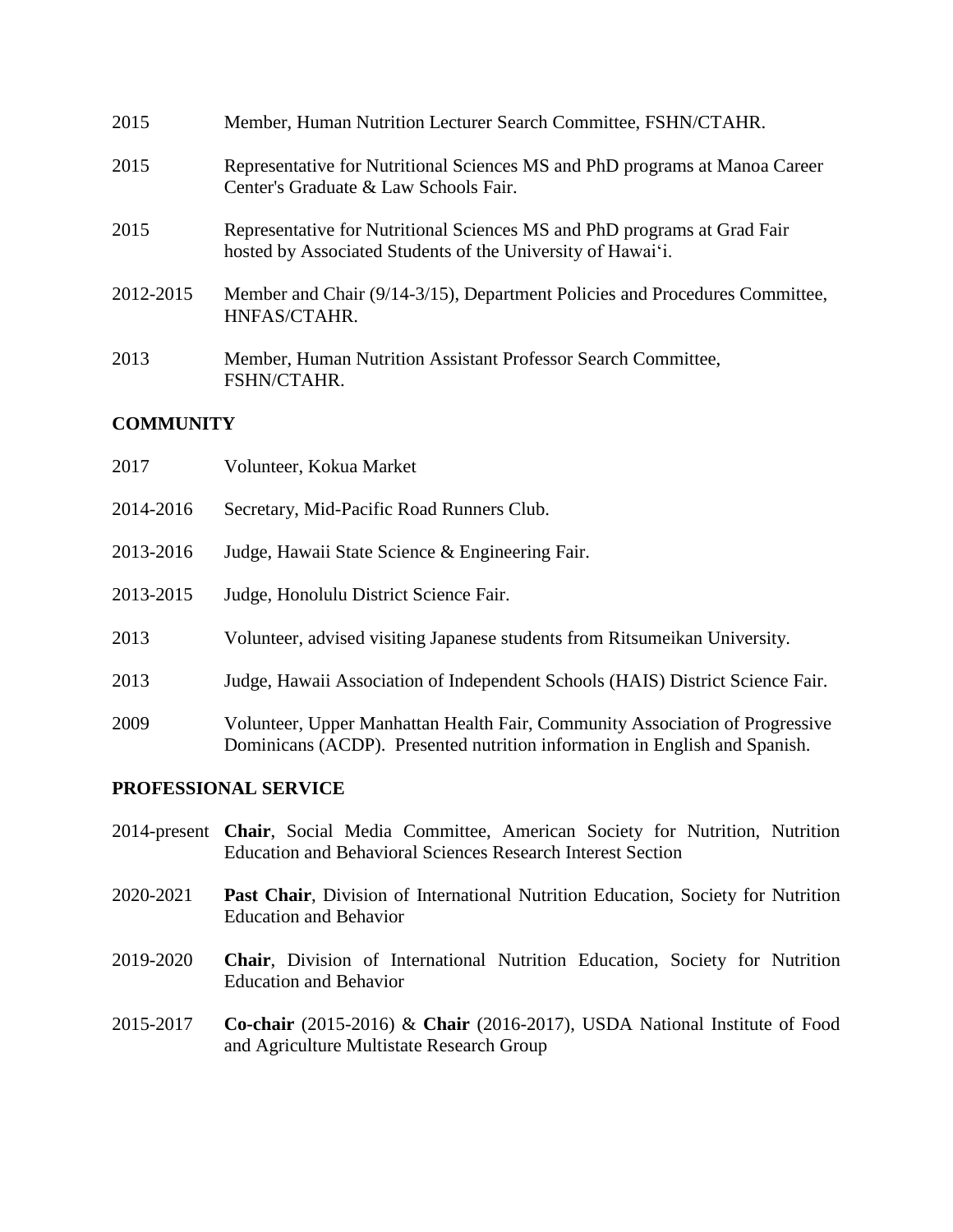2015 Member, Human Nutrition Lecturer Search Committee, FSHN/CTAHR.

2015 Representative for Nutritional Sciences MS and PhD programs at Manoa Career Center's Graduate & Law Schools Fair.

2015 Representative for Nutritional Sciences MS and PhD programs at Grad Fair hosted by Associated Students of the University of Hawaiʻi.

2012-2015 Member and Chair (9/14-3/15), Department Policies and Procedures Committee, HNFAS/CTAHR.

2013 Member, Human Nutrition Assistant Professor Search Committee, FSHN/CTAHR.

## COMMUNITY

2017 Volunteer, Kokua Market

2014-2016 Secretary, Mid-Pacific Road Runners Club.

2013-2016 Judge, Hawaii State Science & Engineering Fair.

2013-2015 Judge, Honolulu District Science Fair.

2013 Volunteer, advised visiting Japanese students from Ritsumeikan University.

2013 Judge, Hawaii Association of Independent Schools (HAIS) District Science Fair.

2009 Volunteer, Upper Manhattan Health Fair, Community Association of Progressive Dominicans (ACDP). Presented nutrition information in English and Spanish.

## PROFESSIONAL SERVICE

2014-present **Chair**, Social Media Committee, American Society for Nutrition, Nutrition Education and Behavioral Sciences Research Interest Section

2020-2021 **Past Chair**, Division of International Nutrition Education, Society for Nutrition Education and Behavior

2019-2020 **Chair**, Division of International Nutrition Education, Society for Nutrition Education and Behavior

2015-2017 **Co-chair** (2015-2016) & **Chair** (2016-2017), USDA National Institute of Food and Agriculture Multistate Research Group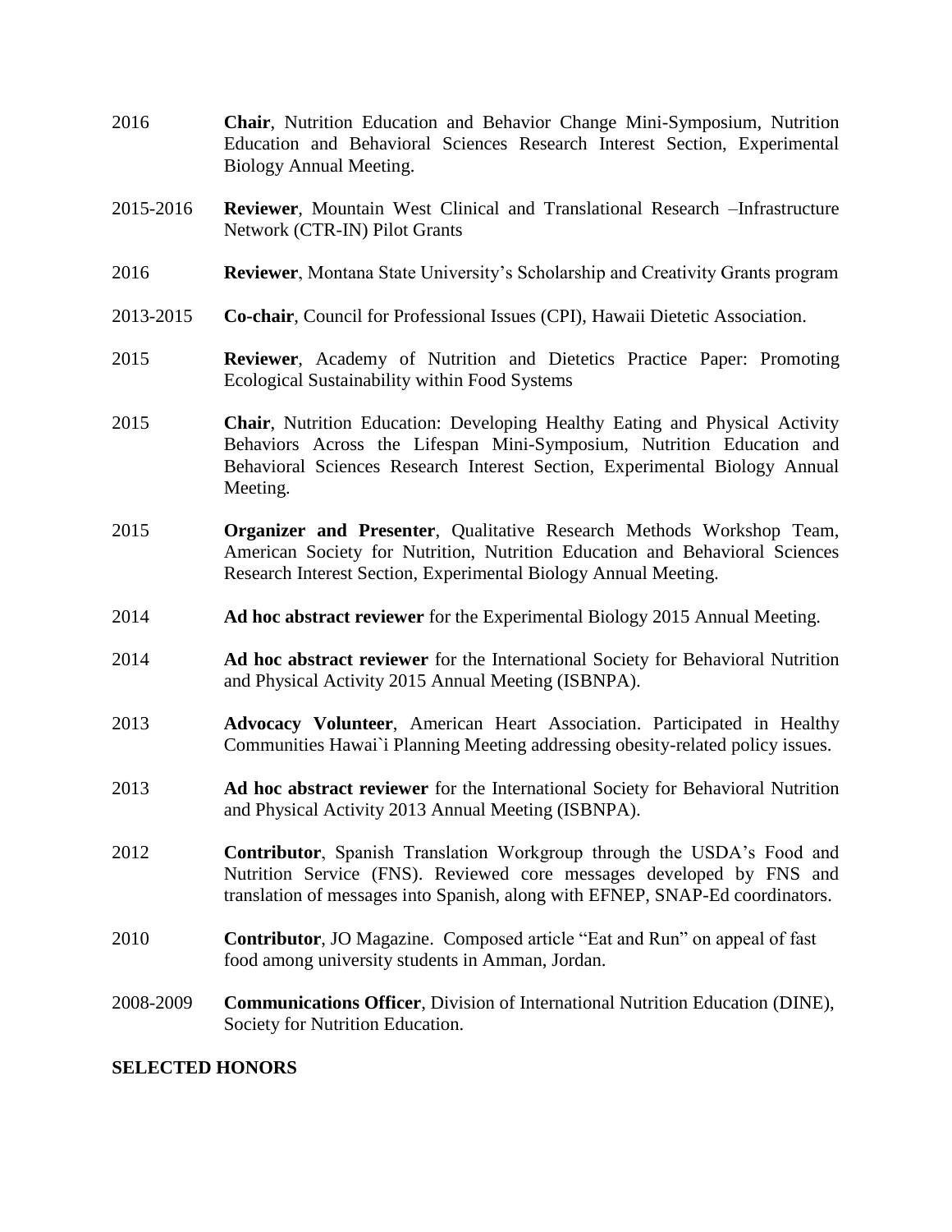2016 **Chair**, Nutrition Education and Behavior Change Mini-Symposium, Nutrition Education and Behavioral Sciences Research Interest Section, Experimental Biology Annual Meeting.

2015-2016 **Reviewer**, Mountain West Clinical and Translational Research –Infrastructure Network (CTR-IN) Pilot Grants

2016 **Reviewer**, Montana State University's Scholarship and Creativity Grants program

2013-2015 **Co-chair**, Council for Professional Issues (CPI), Hawaii Dietetic Association.

2015 **Reviewer**, Academy of Nutrition and Dietetics Practice Paper: Promoting Ecological Sustainability within Food Systems

2015 **Chair**, Nutrition Education: Developing Healthy Eating and Physical Activity Behaviors Across the Lifespan Mini-Symposium, Nutrition Education and Behavioral Sciences Research Interest Section, Experimental Biology Annual Meeting.

2015 **Organizer and Presenter**, Qualitative Research Methods Workshop Team, American Society for Nutrition, Nutrition Education and Behavioral Sciences Research Interest Section, Experimental Biology Annual Meeting.

2014 **Ad hoc abstract reviewer** for the Experimental Biology 2015 Annual Meeting.

2014 **Ad hoc abstract reviewer** for the International Society for Behavioral Nutrition and Physical Activity 2015 Annual Meeting (ISBNPA).

2013 **Advocacy Volunteer**, American Heart Association. Participated in Healthy Communities Hawai`i Planning Meeting addressing obesity-related policy issues.

2013 **Ad hoc abstract reviewer** for the International Society for Behavioral Nutrition and Physical Activity 2013 Annual Meeting (ISBNPA).

2012 **Contributor**, Spanish Translation Workgroup through the USDA's Food and Nutrition Service (FNS). Reviewed core messages developed by FNS and translation of messages into Spanish, along with EFNEP, SNAP-Ed coordinators.

2010 **Contributor**, JO Magazine. Composed article "Eat and Run" on appeal of fast food among university students in Amman, Jordan.

2008-2009 **Communications Officer**, Division of International Nutrition Education (DINE), Society for Nutrition Education.

## SELECTED HONORS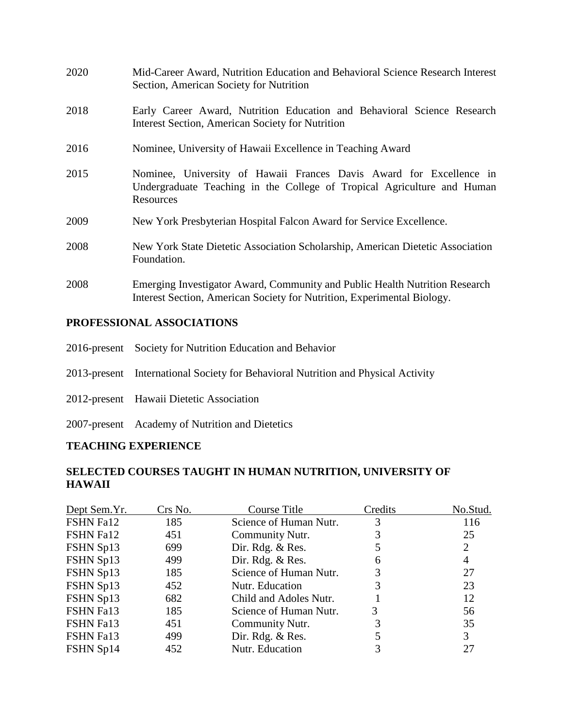2020 Mid-Career Award, Nutrition Education and Behavioral Science Research Interest Section, American Society for Nutrition

2018 Early Career Award, Nutrition Education and Behavioral Science Research Interest Section, American Society for Nutrition

2016 Nominee, University of Hawaii Excellence in Teaching Award

2015 Nominee, University of Hawaii Frances Davis Award for Excellence in Undergraduate Teaching in the College of Tropical Agriculture and Human Resources

2009 New York Presbyterian Hospital Falcon Award for Service Excellence.

2008 New York State Dietetic Association Scholarship, American Dietetic Association Foundation.

2008 Emerging Investigator Award, Community and Public Health Nutrition Research Interest Section, American Society for Nutrition, Experimental Biology.

## PROFESSIONAL ASSOCIATIONS

2016-present Society for Nutrition Education and Behavior

2013-present International Society for Behavioral Nutrition and Physical Activity

2012-present Hawaii Dietetic Association

2007-present Academy of Nutrition and Dietetics

## TEACHING EXPERIENCE

## SELECTED COURSES TAUGHT IN HUMAN NUTRITION, UNIVERSITY OF HAWAII

| Dept Sem.Yr. | Crs No. | Course Title | Credits | No.Stud. |
|---|---|---|---|---|
| FSHN Fa12 | 185 | Science of Human Nutr. | 3 | 116 |
| FSHN Fa12 | 451 | Community Nutr. | 3 | 25 |
| FSHN Sp13 | 699 | Dir. Rdg. & Res. | 5 | 2 |
| FSHN Sp13 | 499 | Dir. Rdg. & Res. | 6 | 4 |
| FSHN Sp13 | 185 | Science of Human Nutr. | 3 | 27 |
| FSHN Sp13 | 452 | Nutr. Education | 3 | 23 |
| FSHN Sp13 | 682 | Child and Adoles Nutr. | 1 | 12 |
| FSHN Fa13 | 185 | Science of Human Nutr. | 3 | 56 |
| FSHN Fa13 | 451 | Community Nutr. | 3 | 35 |
| FSHN Fa13 | 499 | Dir. Rdg. & Res. | 5 | 3 |
| FSHN Sp14 | 452 | Nutr. Education | 3 | 27 |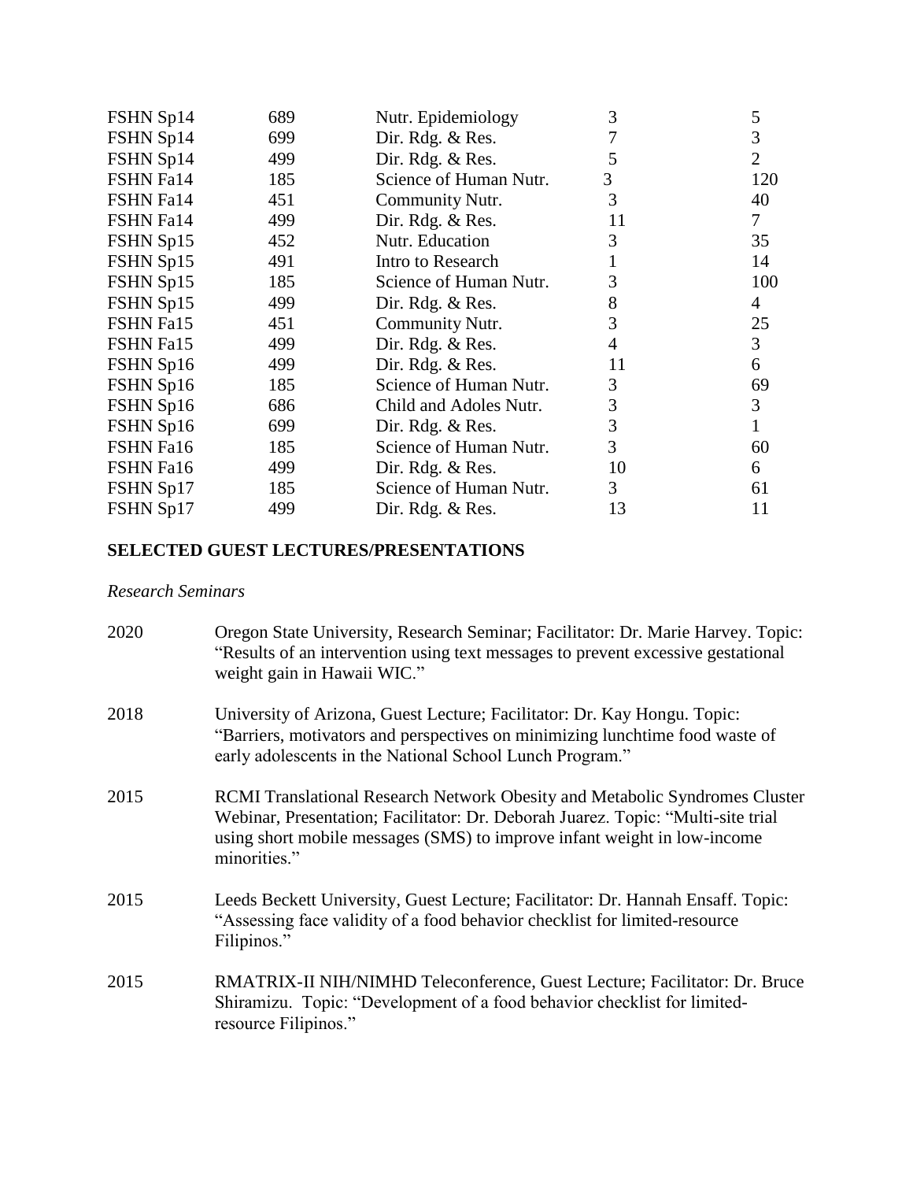| | | | | |
|---|---|---|---|---|
| FSHN Sp14 | 689 | Nutr. Epidemiology | 3 | 5 |
| FSHN Sp14 | 699 | Dir. Rdg. & Res. | 7 | 3 |
| FSHN Sp14 | 499 | Dir. Rdg. & Res. | 5 | 2 |
| FSHN Fa14 | 185 | Science of Human Nutr. | 3 | 120 |
| FSHN Fa14 | 451 | Community Nutr. | 3 | 40 |
| FSHN Fa14 | 499 | Dir. Rdg. & Res. | 11 | 7 |
| FSHN Sp15 | 452 | Nutr. Education | 3 | 35 |
| FSHN Sp15 | 491 | Intro to Research | 1 | 14 |
| FSHN Sp15 | 185 | Science of Human Nutr. | 3 | 100 |
| FSHN Sp15 | 499 | Dir. Rdg. & Res. | 8 | 4 |
| FSHN Fa15 | 451 | Community Nutr. | 3 | 25 |
| FSHN Fa15 | 499 | Dir. Rdg. & Res. | 4 | 3 |
| FSHN Sp16 | 499 | Dir. Rdg. & Res. | 11 | 6 |
| FSHN Sp16 | 185 | Science of Human Nutr. | 3 | 69 |
| FSHN Sp16 | 686 | Child and Adoles Nutr. | 3 | 3 |
| FSHN Sp16 | 699 | Dir. Rdg. & Res. | 3 | 1 |
| FSHN Fa16 | 185 | Science of Human Nutr. | 3 | 60 |
| FSHN Fa16 | 499 | Dir. Rdg. & Res. | 10 | 6 |
| FSHN Sp17 | 185 | Science of Human Nutr. | 3 | 61 |
| FSHN Sp17 | 499 | Dir. Rdg. & Res. | 13 | 11 |

**SELECTED GUEST LECTURES/PRESENTATIONS**

*Research Seminars*

2020 Oregon State University, Research Seminar; Facilitator: Dr. Marie Harvey. Topic: "Results of an intervention using text messages to prevent excessive gestational weight gain in Hawaii WIC."

2018 University of Arizona, Guest Lecture; Facilitator: Dr. Kay Hongu. Topic: "Barriers, motivators and perspectives on minimizing lunchtime food waste of early adolescents in the National School Lunch Program."

2015 RCMI Translational Research Network Obesity and Metabolic Syndromes Cluster Webinar, Presentation; Facilitator: Dr. Deborah Juarez. Topic: "Multi-site trial using short mobile messages (SMS) to improve infant weight in low-income minorities."

2015 Leeds Beckett University, Guest Lecture; Facilitator: Dr. Hannah Ensaff. Topic: "Assessing face validity of a food behavior checklist for limited-resource Filipinos."

2015 RMATRIX-II NIH/NIMHD Teleconference, Guest Lecture; Facilitator: Dr. Bruce Shiramizu. Topic: "Development of a food behavior checklist for limited-resource Filipinos."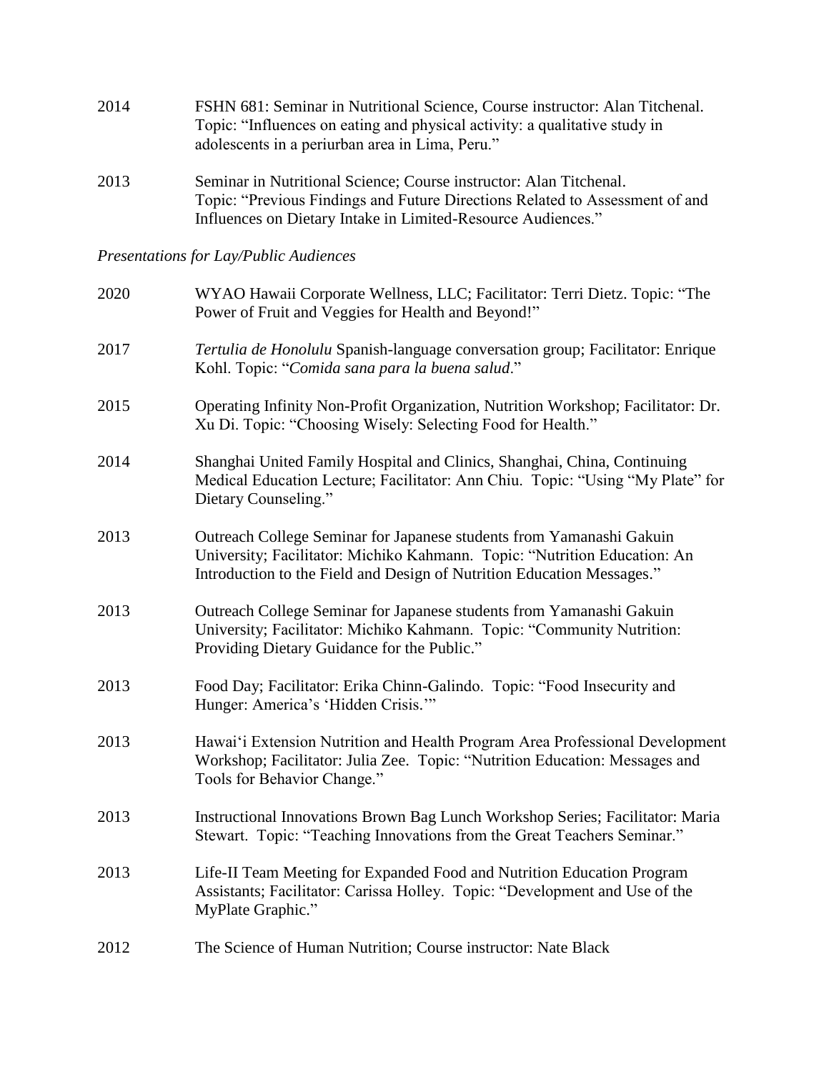2014 FSHN 681: Seminar in Nutritional Science, Course instructor: Alan Titchenal. Topic: "Influences on eating and physical activity: a qualitative study in adolescents in a periurban area in Lima, Peru."

2013 Seminar in Nutritional Science; Course instructor: Alan Titchenal. Topic: "Previous Findings and Future Directions Related to Assessment of and Influences on Dietary Intake in Limited-Resource Audiences."

*Presentations for Lay/Public Audiences*

2020 WYAO Hawaii Corporate Wellness, LLC; Facilitator: Terri Dietz. Topic: "The Power of Fruit and Veggies for Health and Beyond!"

2017 *Tertulia de Honolulu* Spanish-language conversation group; Facilitator: Enrique Kohl. Topic: "*Comida sana para la buena salud*."

2015 Operating Infinity Non-Profit Organization, Nutrition Workshop; Facilitator: Dr. Xu Di. Topic: "Choosing Wisely: Selecting Food for Health."

2014 Shanghai United Family Hospital and Clinics, Shanghai, China, Continuing Medical Education Lecture; Facilitator: Ann Chiu. Topic: "Using "My Plate" for Dietary Counseling."

2013 Outreach College Seminar for Japanese students from Yamanashi Gakuin University; Facilitator: Michiko Kahmann. Topic: "Nutrition Education: An Introduction to the Field and Design of Nutrition Education Messages."

2013 Outreach College Seminar for Japanese students from Yamanashi Gakuin University; Facilitator: Michiko Kahmann. Topic: "Community Nutrition: Providing Dietary Guidance for the Public."

2013 Food Day; Facilitator: Erika Chinn-Galindo. Topic: "Food Insecurity and Hunger: America's 'Hidden Crisis.'"

2013 Hawai'i Extension Nutrition and Health Program Area Professional Development Workshop; Facilitator: Julia Zee. Topic: "Nutrition Education: Messages and Tools for Behavior Change."

2013 Instructional Innovations Brown Bag Lunch Workshop Series; Facilitator: Maria Stewart. Topic: "Teaching Innovations from the Great Teachers Seminar."

2013 Life-II Team Meeting for Expanded Food and Nutrition Education Program Assistants; Facilitator: Carissa Holley. Topic: "Development and Use of the MyPlate Graphic."

2012 The Science of Human Nutrition; Course instructor: Nate Black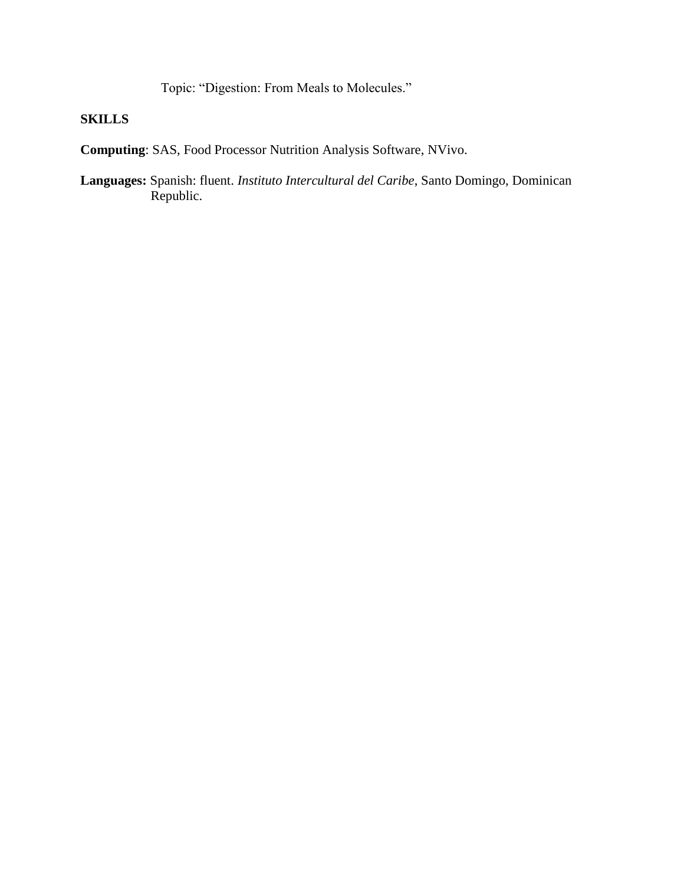Topic: “Digestion: From Meals to Molecules.”

**SKILLS**

**Computing**: SAS, Food Processor Nutrition Analysis Software, NVivo.

**Languages:** Spanish: fluent. *Instituto Intercultural del Caribe*, Santo Domingo, Dominican Republic.